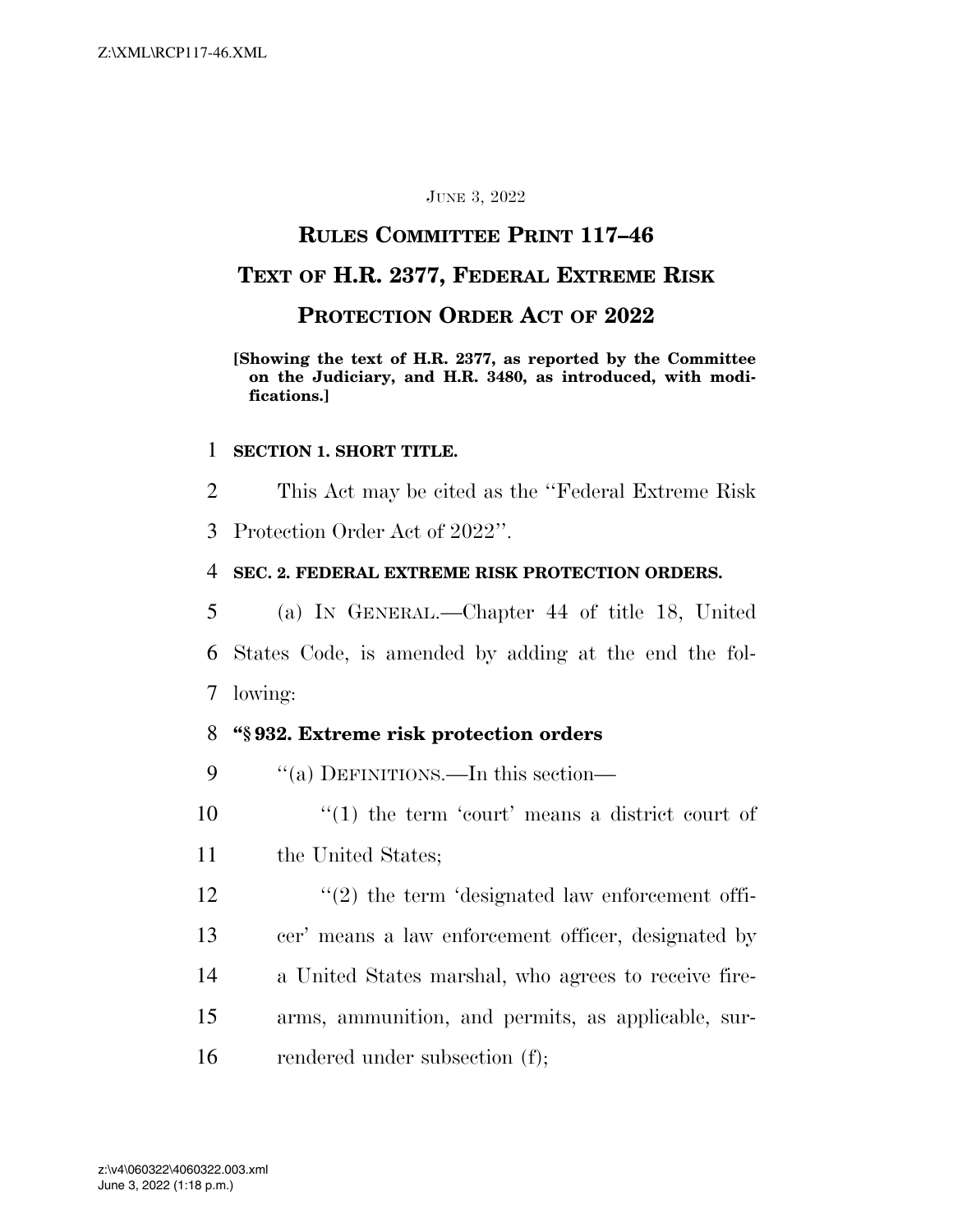JUNE 3, 2022

# RULES COMMITTEE PRINT 117–46

# TEXT OF H.R. 2377, FEDERAL EXTREME RISK PROTECTION ORDER ACT OF 2022

**[Showing the text of H.R. 2377, as reported by the Committee on the Judiciary, and H.R. 3480, as introduced, with modifications.]**

**SECTION 1. SHORT TITLE.**

This Act may be cited as the ''Federal Extreme Risk Protection Order Act of 2022''.

**SEC. 2. FEDERAL EXTREME RISK PROTECTION ORDERS.**

(a) IN GENERAL.—Chapter 44 of title 18, United States Code, is amended by adding at the end the following:

**''§ 932. Extreme risk protection orders**

''(a) DEFINITIONS.—In this section—

''(1) the term 'court' means a district court of the United States;

''(2) the term 'designated law enforcement officer' means a law enforcement officer, designated by a United States marshal, who agrees to receive firearms, ammunition, and permits, as applicable, surrendered under subsection (f);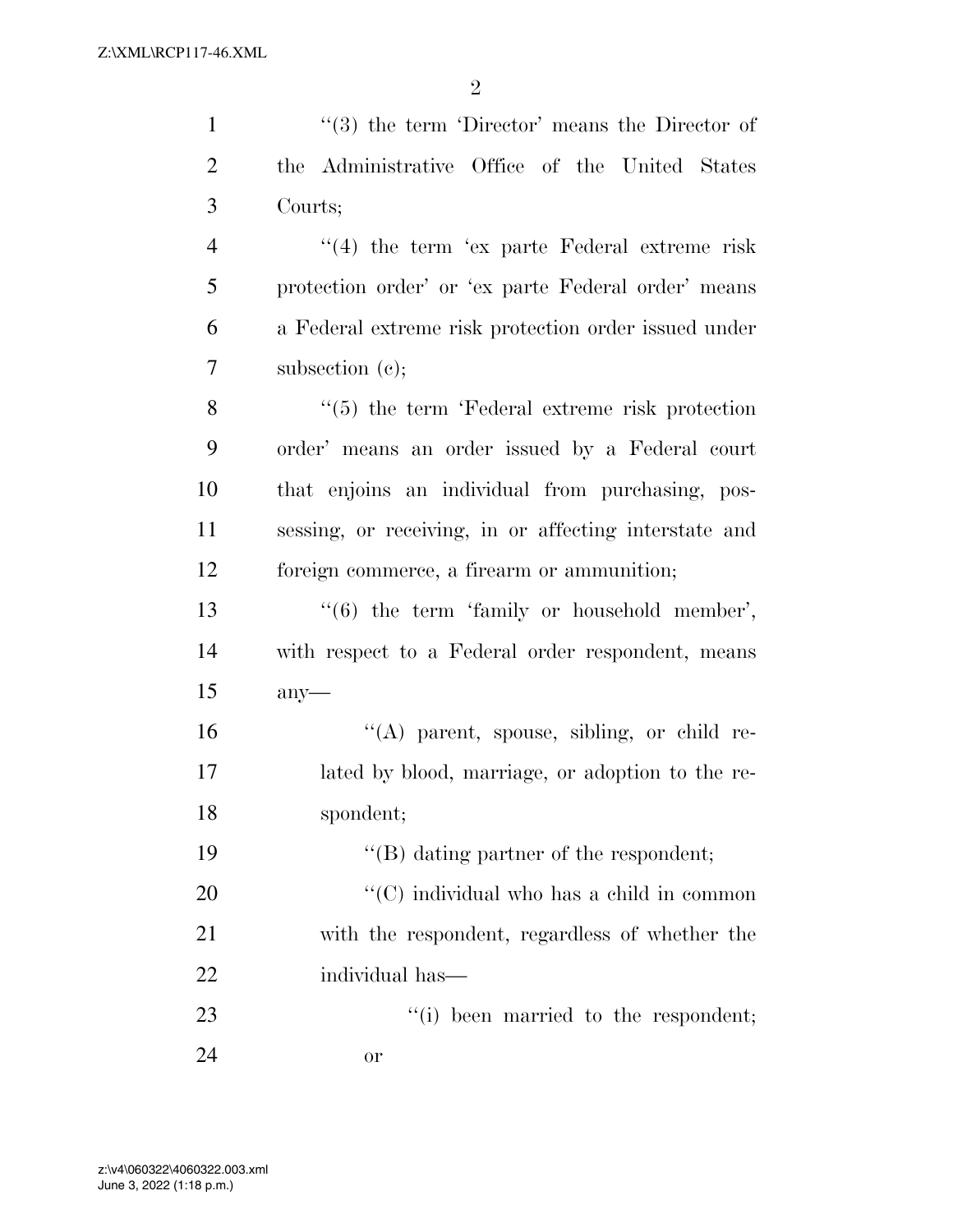"(3) the term 'Director' means the Director of the Administrative Office of the United States Courts;

"(4) the term 'ex parte Federal extreme risk protection order' or 'ex parte Federal order' means a Federal extreme risk protection order issued under subsection (c);

"(5) the term 'Federal extreme risk protection order' means an order issued by a Federal court that enjoins an individual from purchasing, possessing, or receiving, in or affecting interstate and foreign commerce, a firearm or ammunition;

"(6) the term 'family or household member', with respect to a Federal order respondent, means any—

"(A) parent, spouse, sibling, or child related by blood, marriage, or adoption to the respondent;

"(B) dating partner of the respondent;

"(C) individual who has a child in common with the respondent, regardless of whether the individual has—

"(i) been married to the respondent; or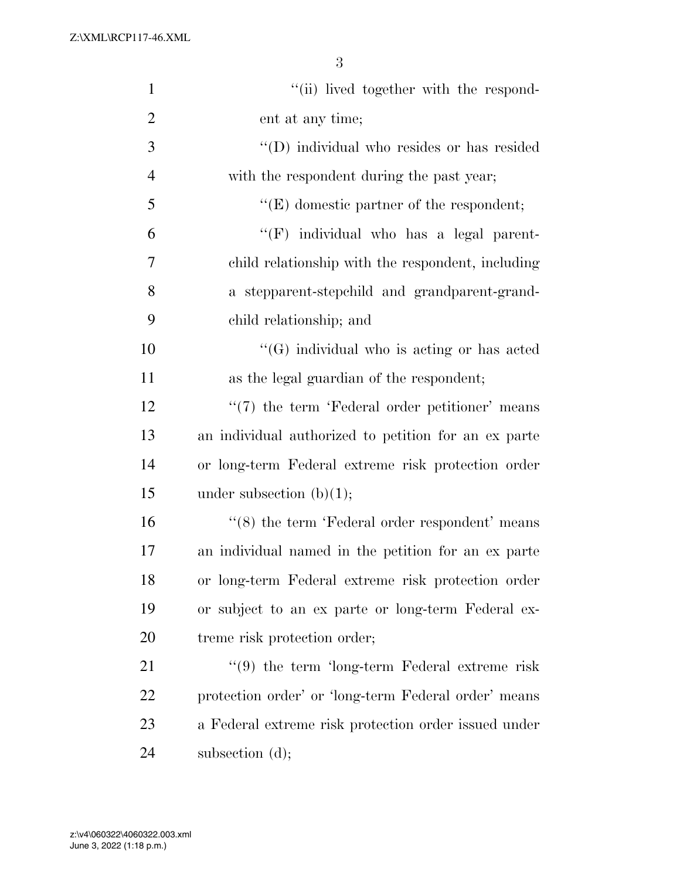''(ii) lived together with the respondent at any time;

''(D) individual who resides or has resided with the respondent during the past year;

''(E) domestic partner of the respondent;

''(F) individual who has a legal parent-child relationship with the respondent, including a stepparent-stepchild and grandparent-grandchild relationship; and

''(G) individual who is acting or has acted as the legal guardian of the respondent;

''(7) the term 'Federal order petitioner' means an individual authorized to petition for an ex parte or long-term Federal extreme risk protection order under subsection (b)(1);

''(8) the term 'Federal order respondent' means an individual named in the petition for an ex parte or long-term Federal extreme risk protection order or subject to an ex parte or long-term Federal extreme risk protection order;

''(9) the term 'long-term Federal extreme risk protection order' or 'long-term Federal order' means a Federal extreme risk protection order issued under subsection (d);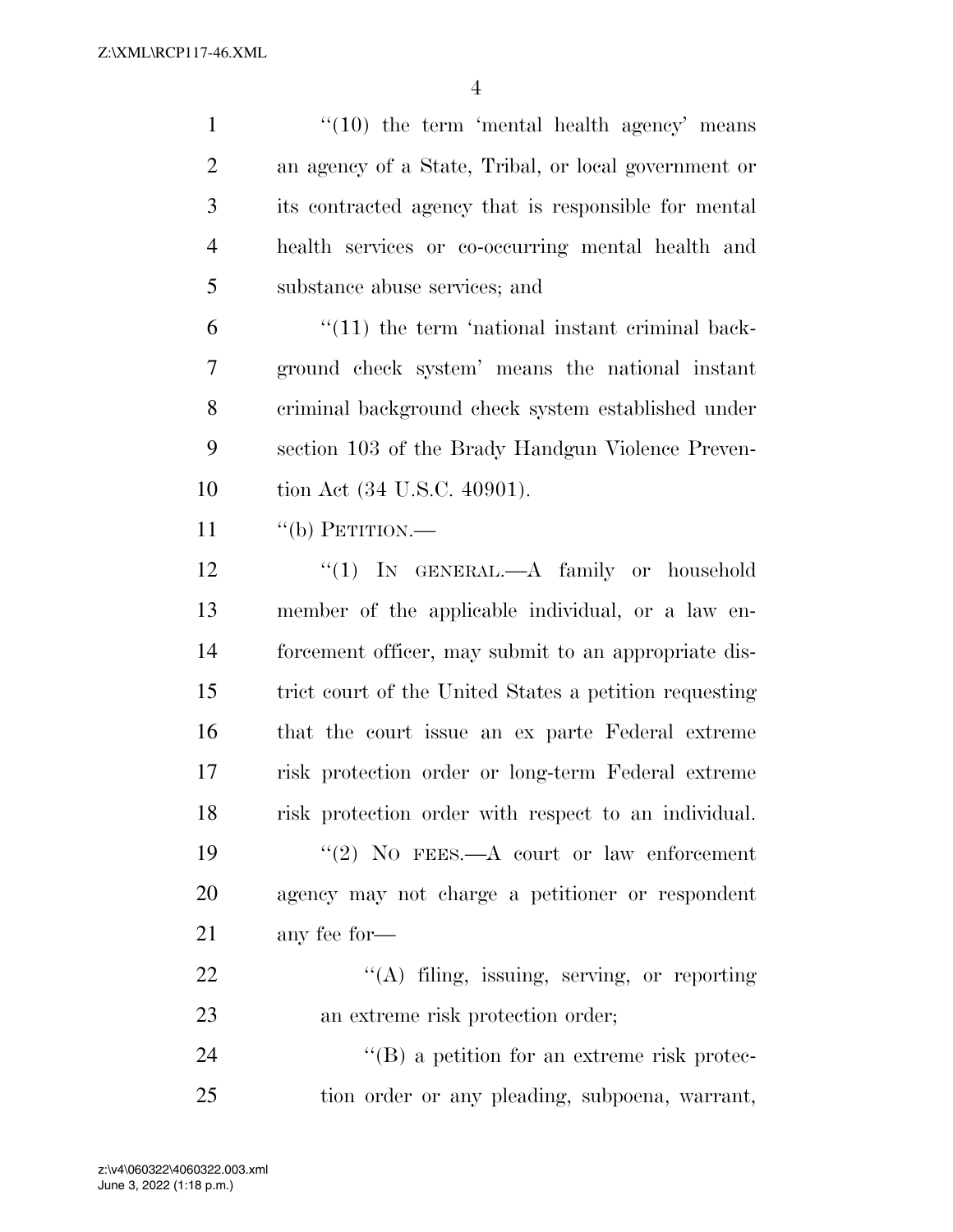"(10) the term 'mental health agency' means an agency of a State, Tribal, or local government or its contracted agency that is responsible for mental health services or co-occurring mental health and substance abuse services; and

"(11) the term 'national instant criminal background check system' means the national instant criminal background check system established under section 103 of the Brady Handgun Violence Prevention Act (34 U.S.C. 40901).

"(b) PETITION.—

"(1) IN GENERAL.—A family or household member of the applicable individual, or a law enforcement officer, may submit to an appropriate district court of the United States a petition requesting that the court issue an ex parte Federal extreme risk protection order or long-term Federal extreme risk protection order with respect to an individual.

"(2) NO FEES.—A court or law enforcement agency may not charge a petitioner or respondent any fee for—

"(A) filing, issuing, serving, or reporting an extreme risk protection order;

"(B) a petition for an extreme risk protection order or any pleading, subpoena, warrant,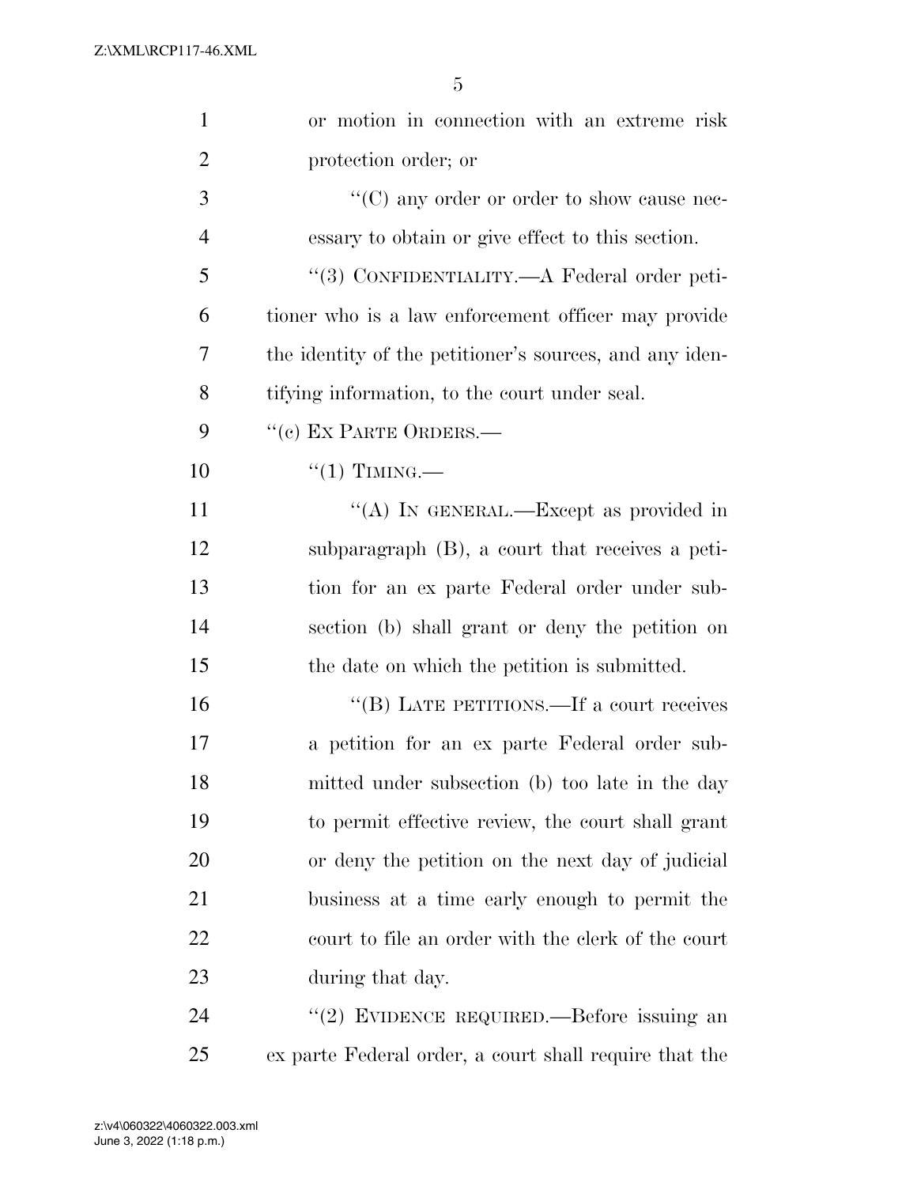or motion in connection with an extreme risk protection order; or

''(C) any order or order to show cause necessary to obtain or give effect to this section.

''(3) CONFIDENTIALITY.—A Federal order petitioner who is a law enforcement officer may provide the identity of the petitioner's sources, and any identifying information, to the court under seal.

''(c) EX PARTE ORDERS.—

''(1) TIMING.—

''(A) IN GENERAL.—Except as provided in subparagraph (B), a court that receives a petition for an ex parte Federal order under subsection (b) shall grant or deny the petition on the date on which the petition is submitted.

''(B) LATE PETITIONS.—If a court receives a petition for an ex parte Federal order submitted under subsection (b) too late in the day to permit effective review, the court shall grant or deny the petition on the next day of judicial business at a time early enough to permit the court to file an order with the clerk of the court during that day.

''(2) EVIDENCE REQUIRED.—Before issuing an ex parte Federal order, a court shall require that the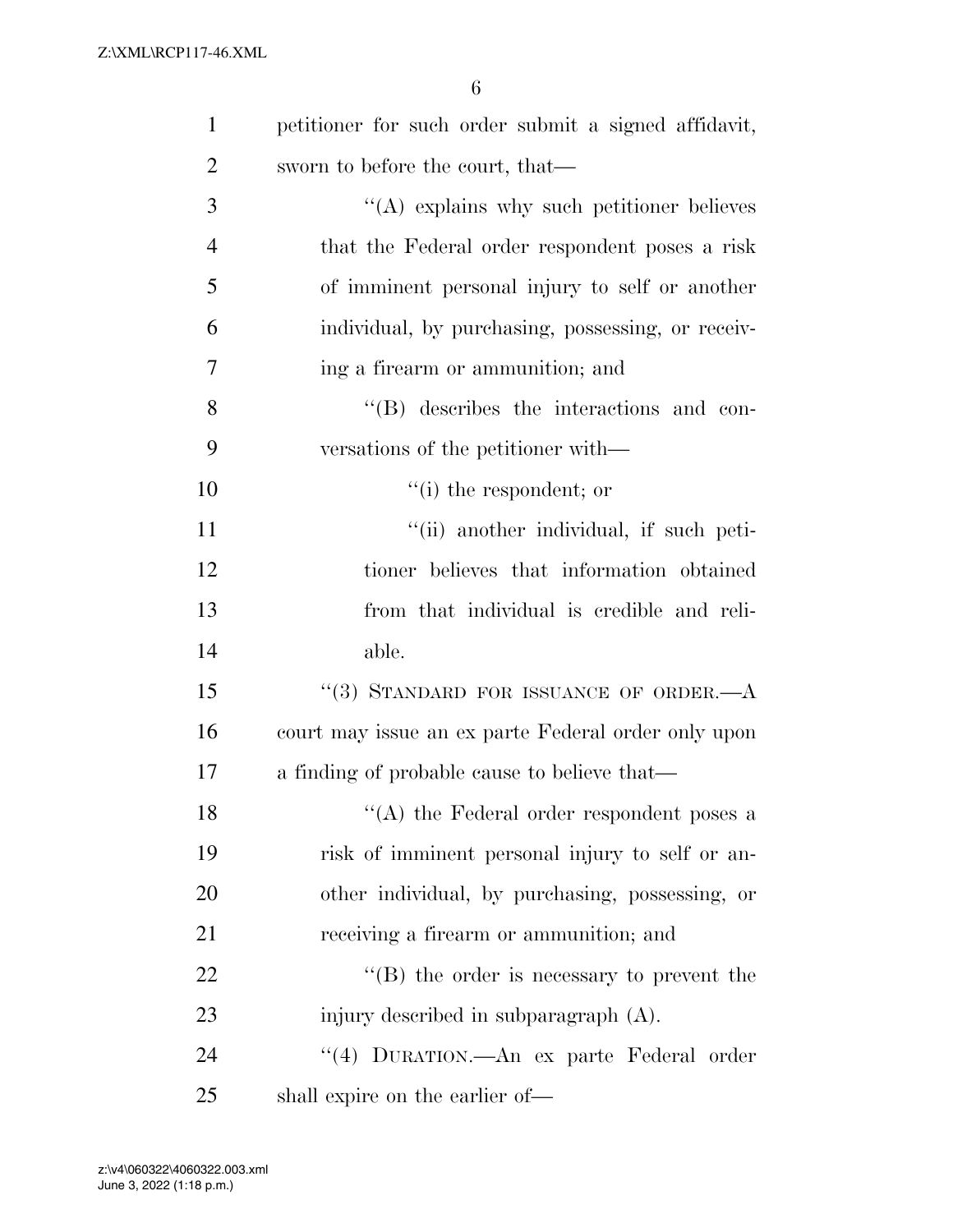petitioner for such order submit a signed affidavit, sworn to before the court, that—

"(A) explains why such petitioner believes that the Federal order respondent poses a risk of imminent personal injury to self or another individual, by purchasing, possessing, or receiving a firearm or ammunition; and

"(B) describes the interactions and conversations of the petitioner with—

"(i) the respondent; or

"(ii) another individual, if such petitioner believes that information obtained from that individual is credible and reliable.

"(3) STANDARD FOR ISSUANCE OF ORDER.—A court may issue an ex parte Federal order only upon a finding of probable cause to believe that—

"(A) the Federal order respondent poses a risk of imminent personal injury to self or another individual, by purchasing, possessing, or receiving a firearm or ammunition; and

"(B) the order is necessary to prevent the injury described in subparagraph (A).

"(4) DURATION.—An ex parte Federal order shall expire on the earlier of—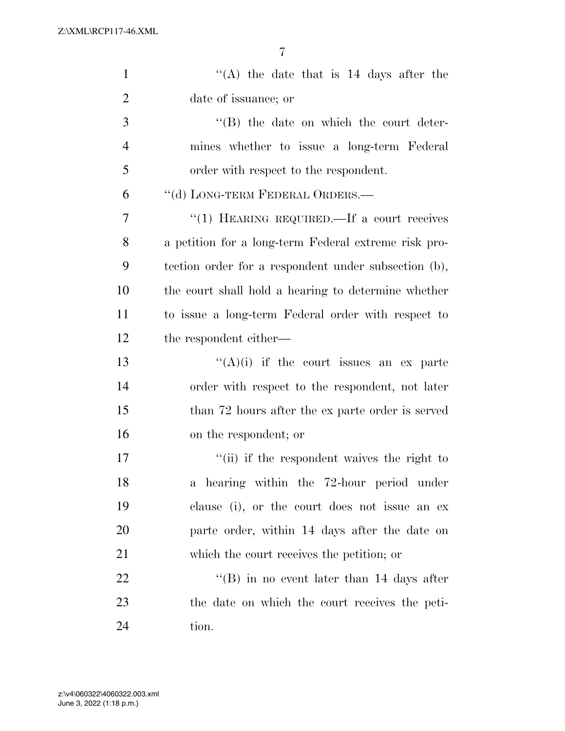"(A) the date that is 14 days after the date of issuance; or

"(B) the date on which the court determines whether to issue a long-term Federal order with respect to the respondent.

"(d) LONG-TERM FEDERAL ORDERS.—

"(1) HEARING REQUIRED.—If a court receives a petition for a long-term Federal extreme risk protection order for a respondent under subsection (b), the court shall hold a hearing to determine whether to issue a long-term Federal order with respect to the respondent either—

"(A)(i) if the court issues an ex parte order with respect to the respondent, not later than 72 hours after the ex parte order is served on the respondent; or

"(ii) if the respondent waives the right to a hearing within the 72-hour period under clause (i), or the court does not issue an ex parte order, within 14 days after the date on which the court receives the petition; or

"(B) in no event later than 14 days after the date on which the court receives the petition.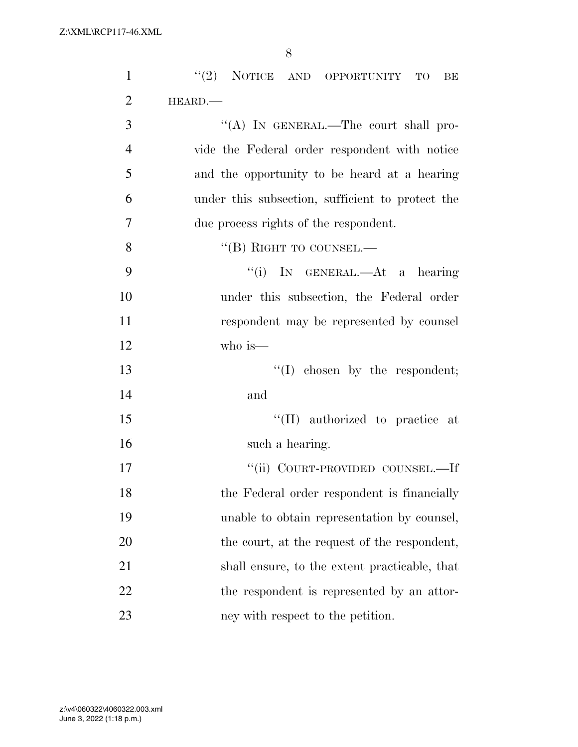"(2) NOTICE AND OPPORTUNITY TO BE HEARD.—

"(A) IN GENERAL.—The court shall provide the Federal order respondent with notice and the opportunity to be heard at a hearing under this subsection, sufficient to protect the due process rights of the respondent.

"(B) RIGHT TO COUNSEL.—

"(i) IN GENERAL.—At a hearing under this subsection, the Federal order respondent may be represented by counsel who is—

"(I) chosen by the respondent; and

"(II) authorized to practice at such a hearing.

"(ii) COURT-PROVIDED COUNSEL.—If the Federal order respondent is financially unable to obtain representation by counsel, the court, at the request of the respondent, shall ensure, to the extent practicable, that the respondent is represented by an attorney with respect to the petition.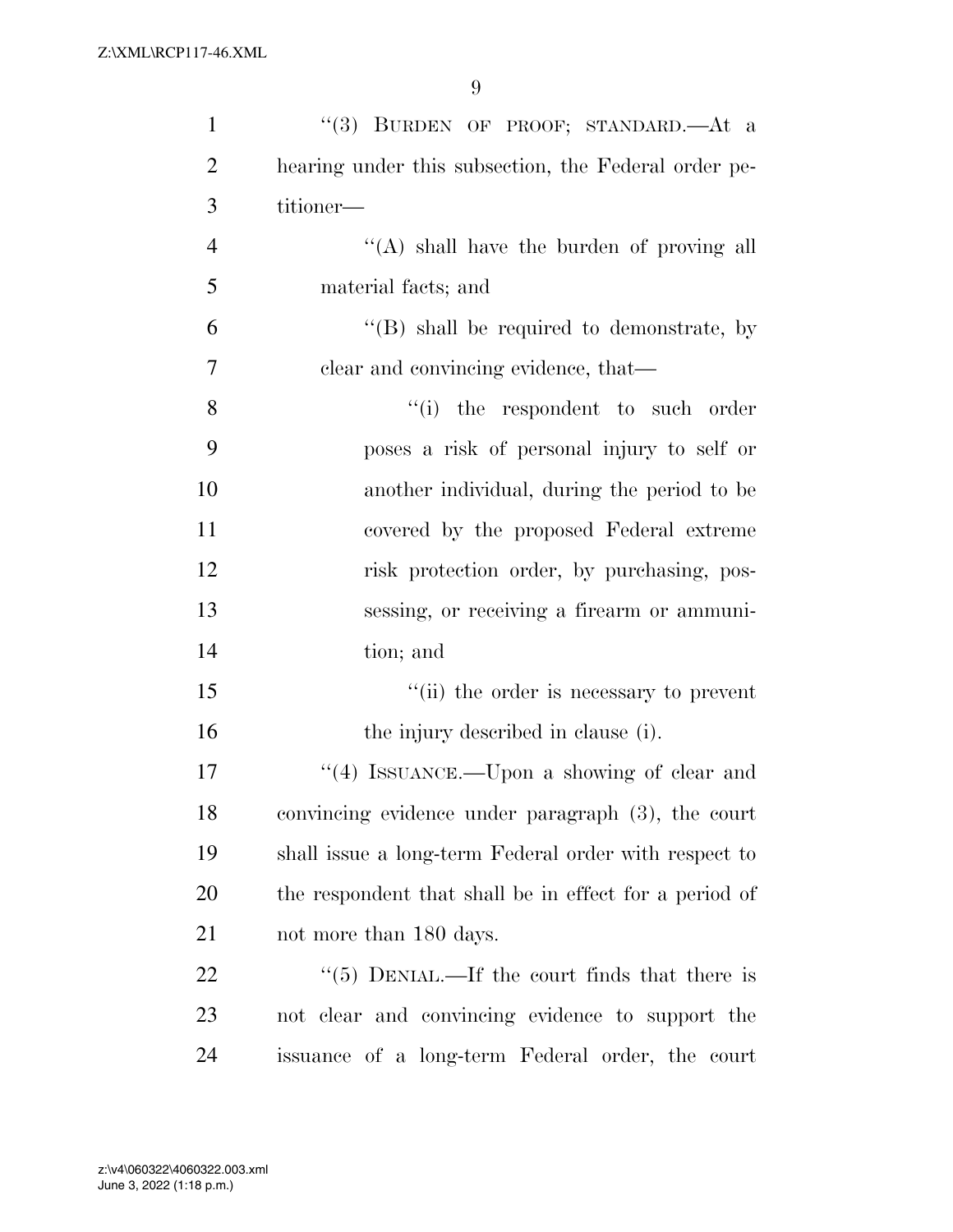"(3) BURDEN OF PROOF; STANDARD.—At a hearing under this subsection, the Federal order petitioner—

"(A) shall have the burden of proving all material facts; and

"(B) shall be required to demonstrate, by clear and convincing evidence, that—

"(i) the respondent to such order poses a risk of personal injury to self or another individual, during the period to be covered by the proposed Federal extreme risk protection order, by purchasing, possessing, or receiving a firearm or ammunition; and

"(ii) the order is necessary to prevent the injury described in clause (i).

"(4) ISSUANCE.—Upon a showing of clear and convincing evidence under paragraph (3), the court shall issue a long-term Federal order with respect to the respondent that shall be in effect for a period of not more than 180 days.

"(5) DENIAL.—If the court finds that there is not clear and convincing evidence to support the issuance of a long-term Federal order, the court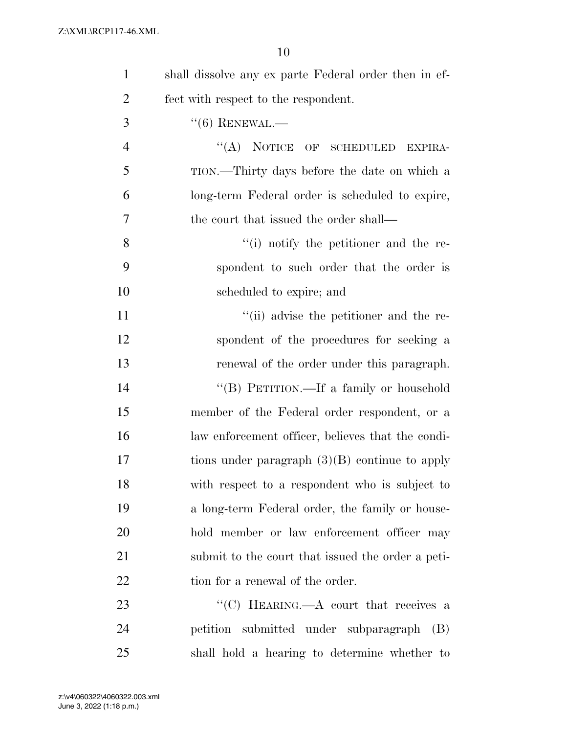shall dissolve any ex parte Federal order then in effect with respect to the respondent.

"(6) RENEWAL.—

"(A) NOTICE OF SCHEDULED EXPIRATION.—Thirty days before the date on which a long-term Federal order is scheduled to expire, the court that issued the order shall—

"(i) notify the petitioner and the respondent to such order that the order is scheduled to expire; and

"(ii) advise the petitioner and the respondent of the procedures for seeking a renewal of the order under this paragraph.

"(B) PETITION.—If a family or household member of the Federal order respondent, or a law enforcement officer, believes that the conditions under paragraph (3)(B) continue to apply with respect to a respondent who is subject to a long-term Federal order, the family or household member or law enforcement officer may submit to the court that issued the order a petition for a renewal of the order.

"(C) HEARING.—A court that receives a petition submitted under subparagraph (B) shall hold a hearing to determine whether to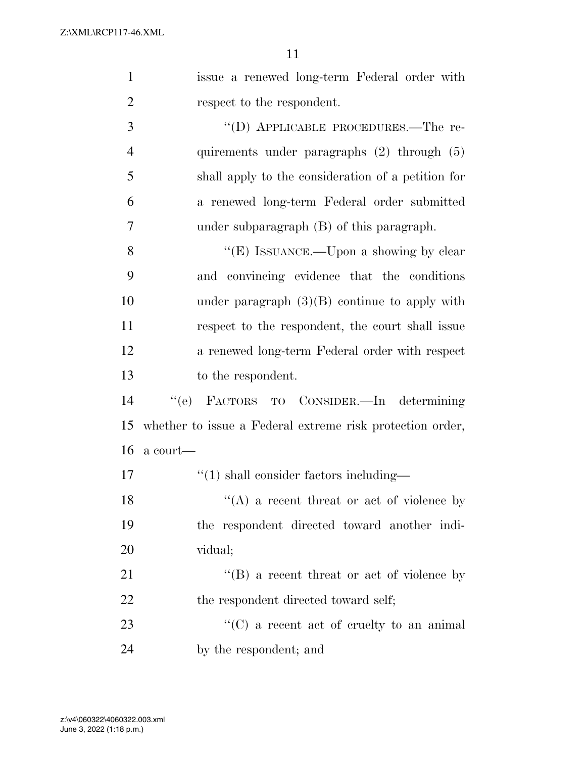issue a renewed long-term Federal order with respect to the respondent.

"(D) APPLICABLE PROCEDURES.—The requirements under paragraphs (2) through (5) shall apply to the consideration of a petition for a renewed long-term Federal order submitted under subparagraph (B) of this paragraph.

"(E) ISSUANCE.—Upon a showing by clear and convincing evidence that the conditions under paragraph (3)(B) continue to apply with respect to the respondent, the court shall issue a renewed long-term Federal order with respect to the respondent.

"(e) FACTORS TO CONSIDER.—In determining whether to issue a Federal extreme risk protection order, a court—

"(1) shall consider factors including—

"(A) a recent threat or act of violence by the respondent directed toward another individual;

"(B) a recent threat or act of violence by the respondent directed toward self;

"(C) a recent act of cruelty to an animal by the respondent; and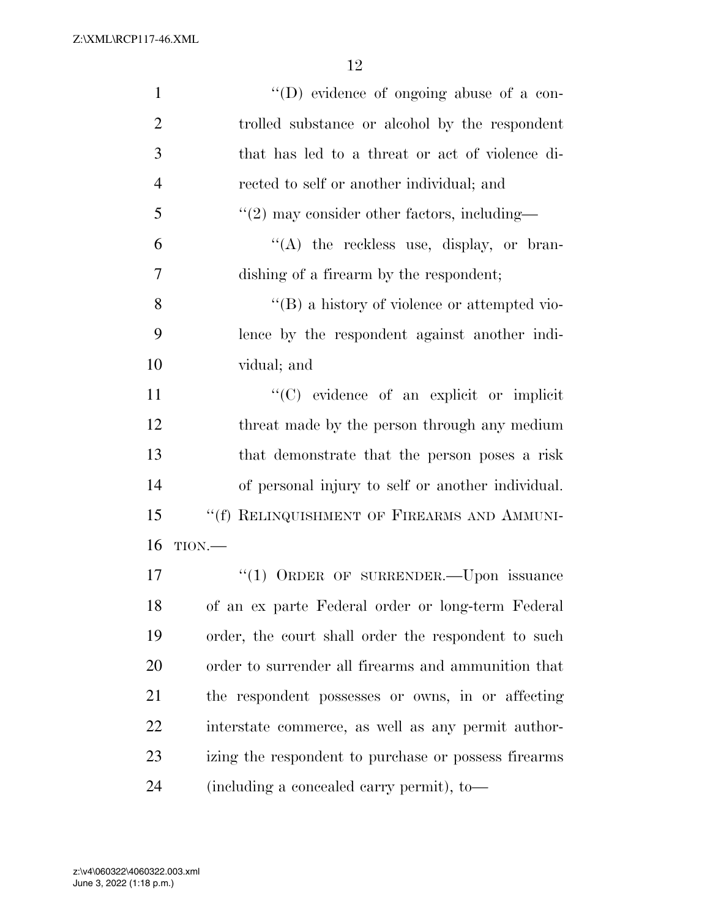''(D) evidence of ongoing abuse of a controlled substance or alcohol by the respondent that has led to a threat or act of violence directed to self or another individual; and

''(2) may consider other factors, including—

''(A) the reckless use, display, or brandishing of a firearm by the respondent;

''(B) a history of violence or attempted violence by the respondent against another individual; and

''(C) evidence of an explicit or implicit threat made by the person through any medium that demonstrate that the person poses a risk of personal injury to self or another individual.

''(f) RELINQUISHMENT OF FIREARMS AND AMMUNITION.—

''(1) ORDER OF SURRENDER.—Upon issuance of an ex parte Federal order or long-term Federal order, the court shall order the respondent to such order to surrender all firearms and ammunition that the respondent possesses or owns, in or affecting interstate commerce, as well as any permit authorizing the respondent to purchase or possess firearms (including a concealed carry permit), to—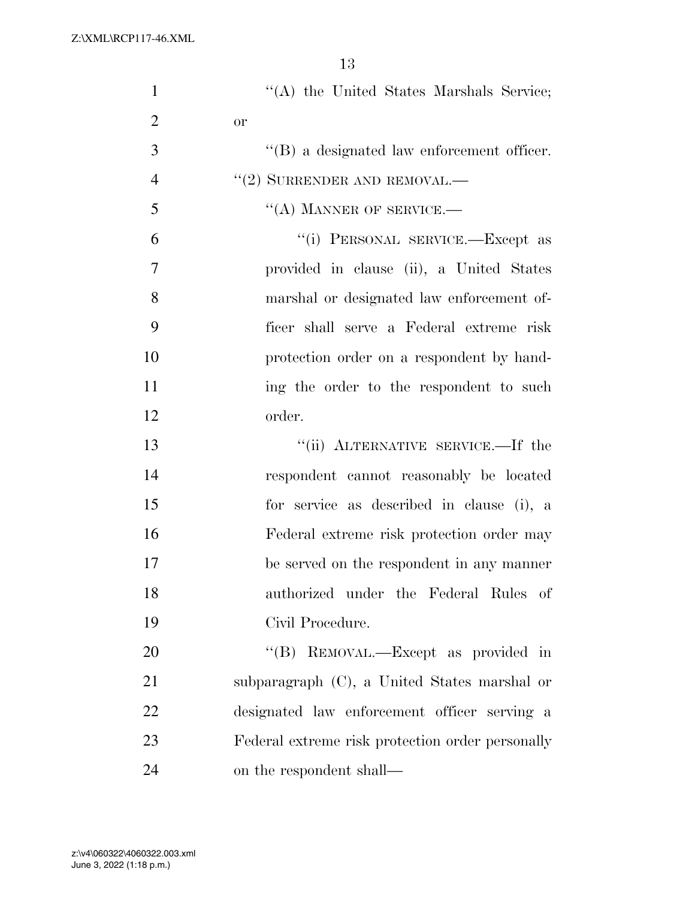"(A) the United States Marshals Service; or

"(B) a designated law enforcement officer.

"(2) SURRENDER AND REMOVAL.—

"(A) MANNER OF SERVICE.—

"(i) PERSONAL SERVICE.—Except as provided in clause (ii), a United States marshal or designated law enforcement officer shall serve a Federal extreme risk protection order on a respondent by handing the order to the respondent to such order.

"(ii) ALTERNATIVE SERVICE.—If the respondent cannot reasonably be located for service as described in clause (i), a Federal extreme risk protection order may be served on the respondent in any manner authorized under the Federal Rules of Civil Procedure.

"(B) REMOVAL.—Except as provided in subparagraph (C), a United States marshal or designated law enforcement officer serving a Federal extreme risk protection order personally on the respondent shall—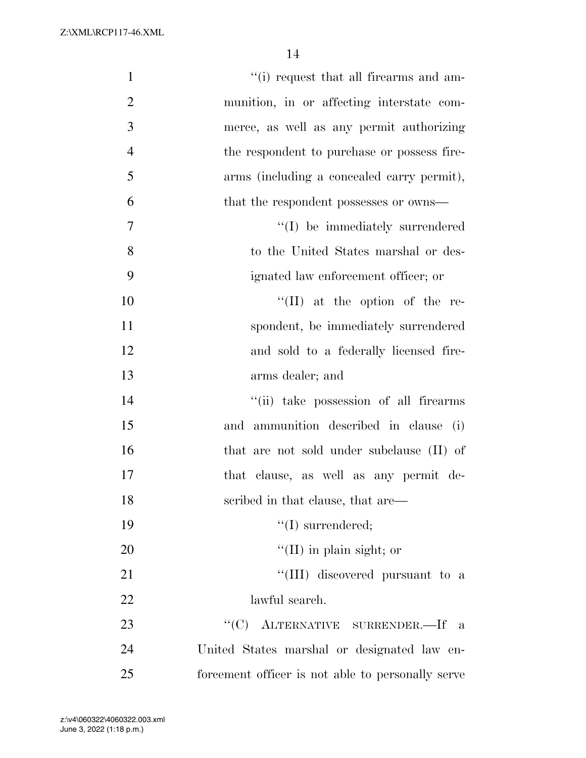''(i) request that all firearms and ammunition, in or affecting interstate commerce, as well as any permit authorizing the respondent to purchase or possess firearms (including a concealed carry permit), that the respondent possesses or owns—

''(I) be immediately surrendered to the United States marshal or designated law enforcement officer; or

''(II) at the option of the respondent, be immediately surrendered and sold to a federally licensed firearms dealer; and

''(ii) take possession of all firearms and ammunition described in clause (i) that are not sold under subclause (II) of that clause, as well as any permit described in that clause, that are—

''(I) surrendered;

''(II) in plain sight; or

''(III) discovered pursuant to a lawful search.

''(C) ALTERNATIVE SURRENDER.—If a United States marshal or designated law enforcement officer is not able to personally serve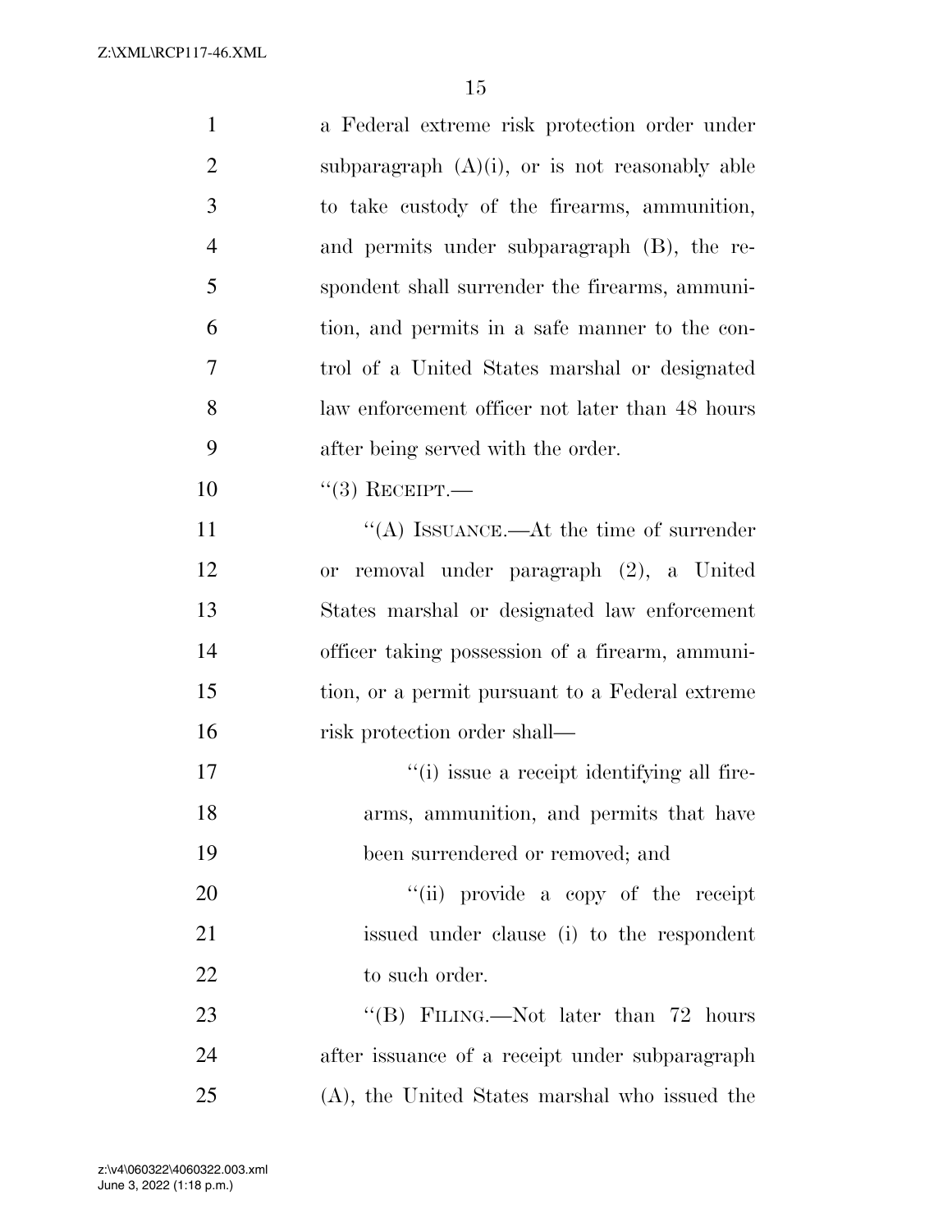a Federal extreme risk protection order under subparagraph (A)(i), or is not reasonably able to take custody of the firearms, ammunition, and permits under subparagraph (B), the respondent shall surrender the firearms, ammunition, and permits in a safe manner to the control of a United States marshal or designated law enforcement officer not later than 48 hours after being served with the order.

"(3) RECEIPT.—

"(A) ISSUANCE.—At the time of surrender or removal under paragraph (2), a United States marshal or designated law enforcement officer taking possession of a firearm, ammunition, or a permit pursuant to a Federal extreme risk protection order shall—

"(i) issue a receipt identifying all firearms, ammunition, and permits that have been surrendered or removed; and

"(ii) provide a copy of the receipt issued under clause (i) to the respondent to such order.

"(B) FILING.—Not later than 72 hours after issuance of a receipt under subparagraph (A), the United States marshal who issued the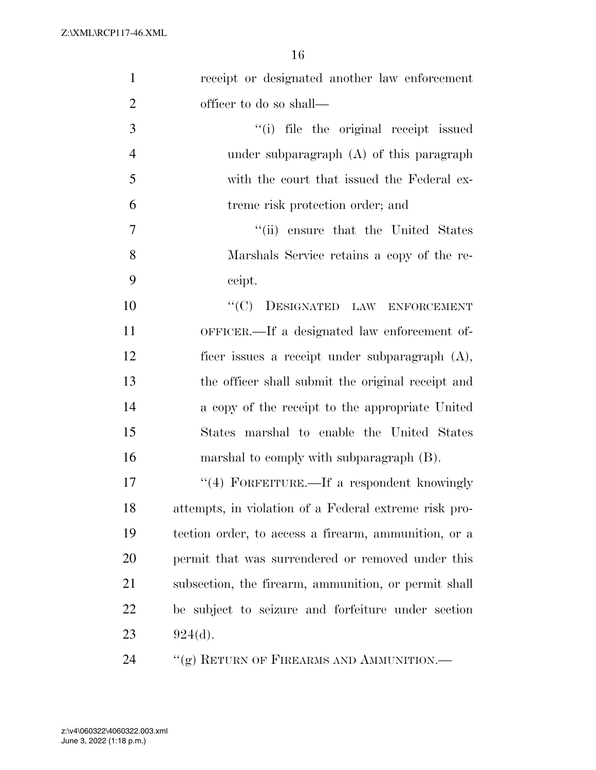receipt or designated another law enforcement officer to do so shall—

''(i) file the original receipt issued under subparagraph (A) of this paragraph with the court that issued the Federal extreme risk protection order; and

''(ii) ensure that the United States Marshals Service retains a copy of the receipt.

''(C) DESIGNATED LAW ENFORCEMENT OFFICER.—If a designated law enforcement officer issues a receipt under subparagraph (A), the officer shall submit the original receipt and a copy of the receipt to the appropriate United States marshal to enable the United States marshal to comply with subparagraph (B).

''(4) FORFEITURE.—If a respondent knowingly attempts, in violation of a Federal extreme risk protection order, to access a firearm, ammunition, or a permit that was surrendered or removed under this subsection, the firearm, ammunition, or permit shall be subject to seizure and forfeiture under section 924(d).

''(g) RETURN OF FIREARMS AND AMMUNITION.—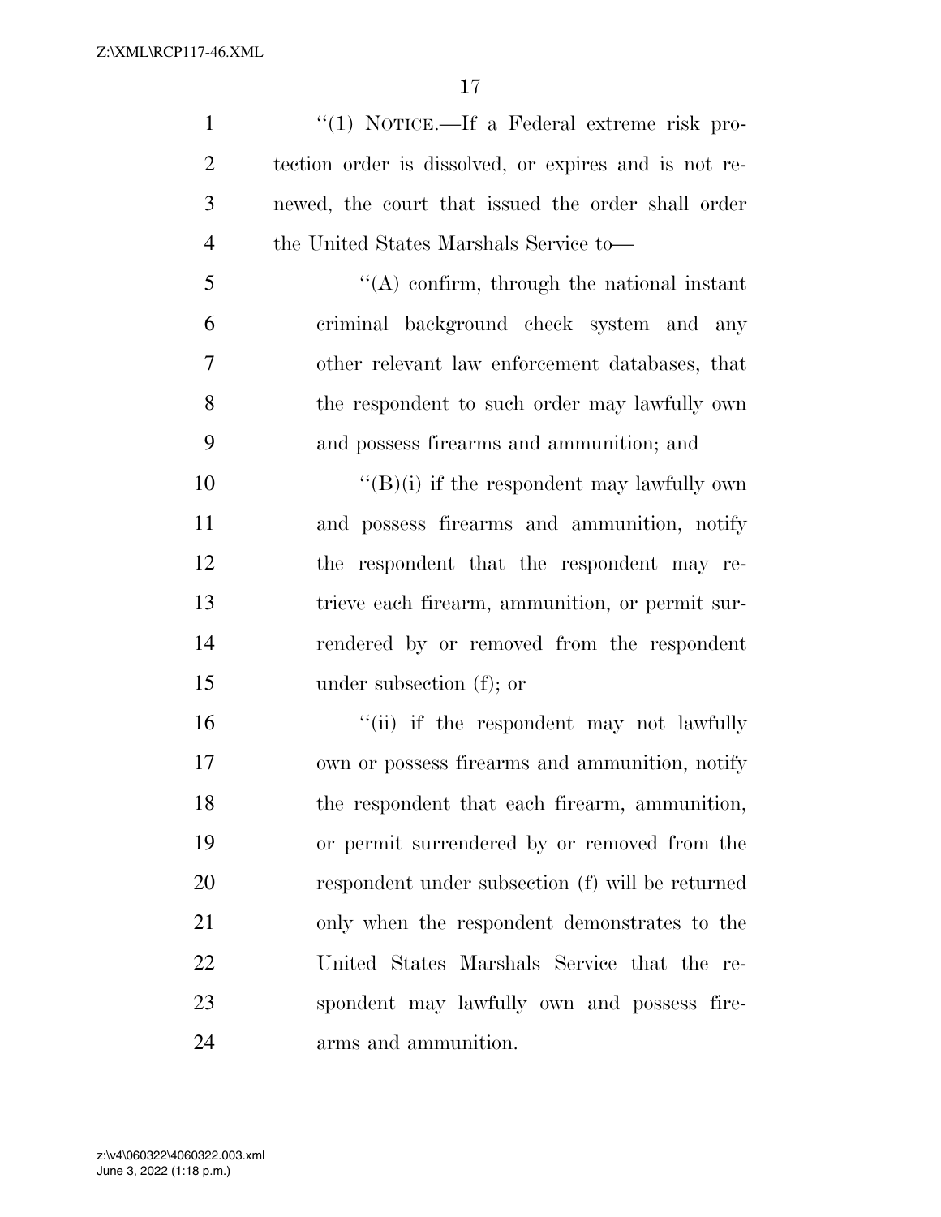''(1) NOTICE.—If a Federal extreme risk protection order is dissolved, or expires and is not renewed, the court that issued the order shall order the United States Marshals Service to—

''(A) confirm, through the national instant criminal background check system and any other relevant law enforcement databases, that the respondent to such order may lawfully own and possess firearms and ammunition; and

''(B)(i) if the respondent may lawfully own and possess firearms and ammunition, notify the respondent that the respondent may retrieve each firearm, ammunition, or permit surrendered by or removed from the respondent under subsection (f); or

''(ii) if the respondent may not lawfully own or possess firearms and ammunition, notify the respondent that each firearm, ammunition, or permit surrendered by or removed from the respondent under subsection (f) will be returned only when the respondent demonstrates to the United States Marshals Service that the respondent may lawfully own and possess firearms and ammunition.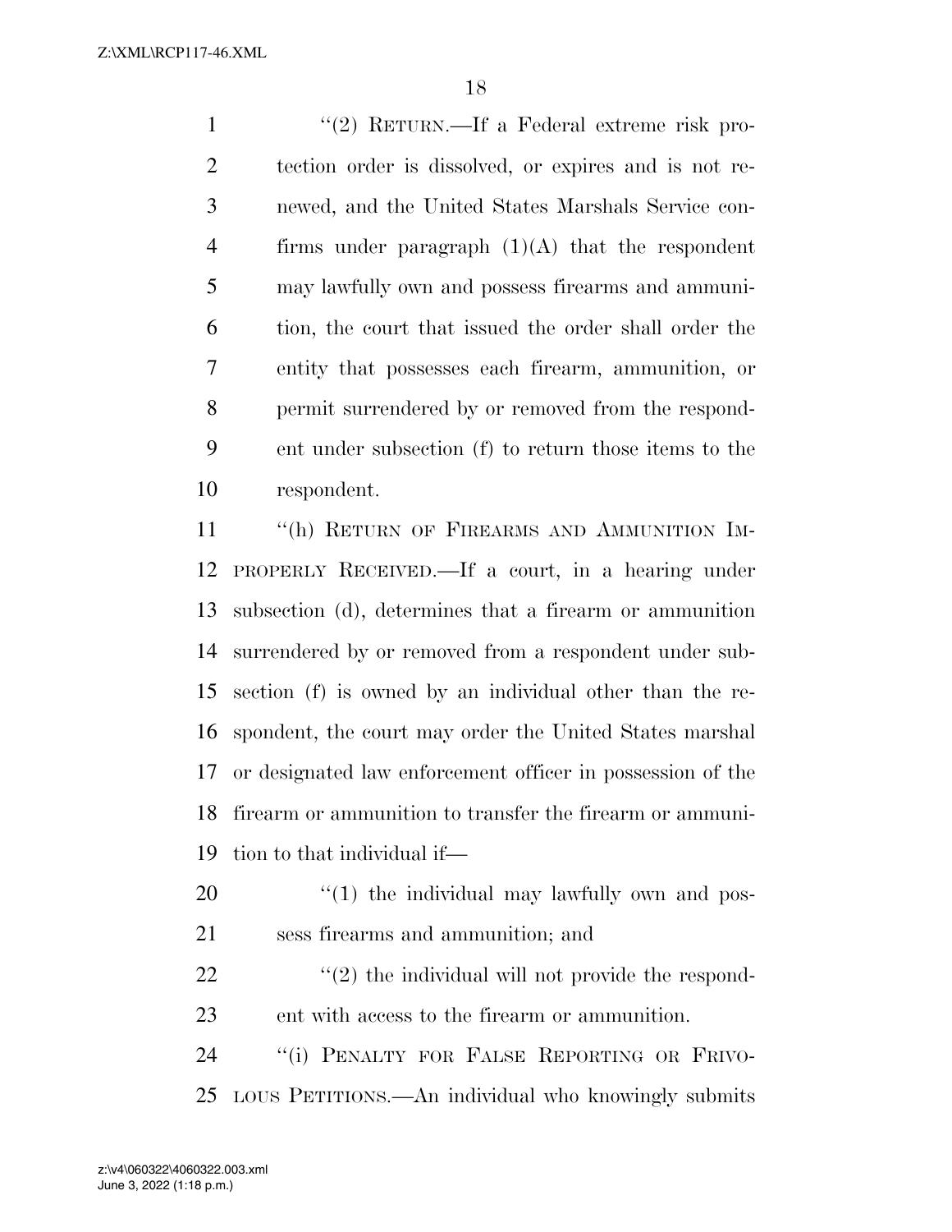"(2) RETURN.—If a Federal extreme risk protection order is dissolved, or expires and is not renewed, and the United States Marshals Service confirms under paragraph (1)(A) that the respondent may lawfully own and possess firearms and ammunition, the court that issued the order shall order the entity that possesses each firearm, ammunition, or permit surrendered by or removed from the respondent under subsection (f) to return those items to the respondent.

"(h) RETURN OF FIREARMS AND AMMUNITION IMPROPERLY RECEIVED.—If a court, in a hearing under subsection (d), determines that a firearm or ammunition surrendered by or removed from a respondent under subsection (f) is owned by an individual other than the respondent, the court may order the United States marshal or designated law enforcement officer in possession of the firearm or ammunition to transfer the firearm or ammunition to that individual if—

"(1) the individual may lawfully own and possess firearms and ammunition; and

"(2) the individual will not provide the respondent with access to the firearm or ammunition.

"(i) PENALTY FOR FALSE REPORTING OR FRIVOLOUS PETITIONS.—An individual who knowingly submits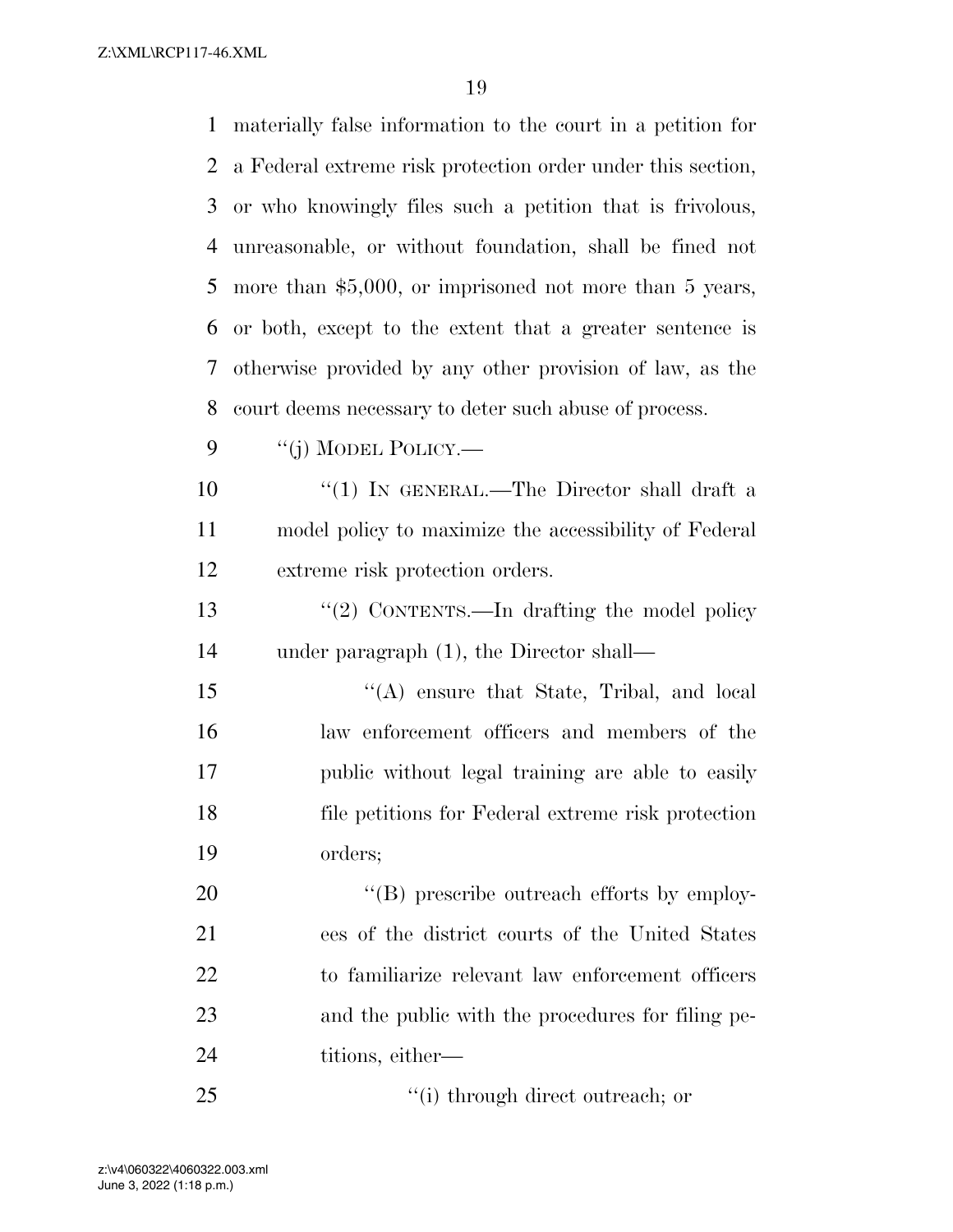materially false information to the court in a petition for a Federal extreme risk protection order under this section, or who knowingly files such a petition that is frivolous, unreasonable, or without foundation, shall be fined not more than $5,000, or imprisoned not more than 5 years, or both, except to the extent that a greater sentence is otherwise provided by any other provision of law, as the court deems necessary to deter such abuse of process.

''(j) MODEL POLICY.—

''(1) IN GENERAL.—The Director shall draft a model policy to maximize the accessibility of Federal extreme risk protection orders.

''(2) CONTENTS.—In drafting the model policy under paragraph (1), the Director shall—

''(A) ensure that State, Tribal, and local law enforcement officers and members of the public without legal training are able to easily file petitions for Federal extreme risk protection orders;

''(B) prescribe outreach efforts by employees of the district courts of the United States to familiarize relevant law enforcement officers and the public with the procedures for filing petitions, either—

''(i) through direct outreach; or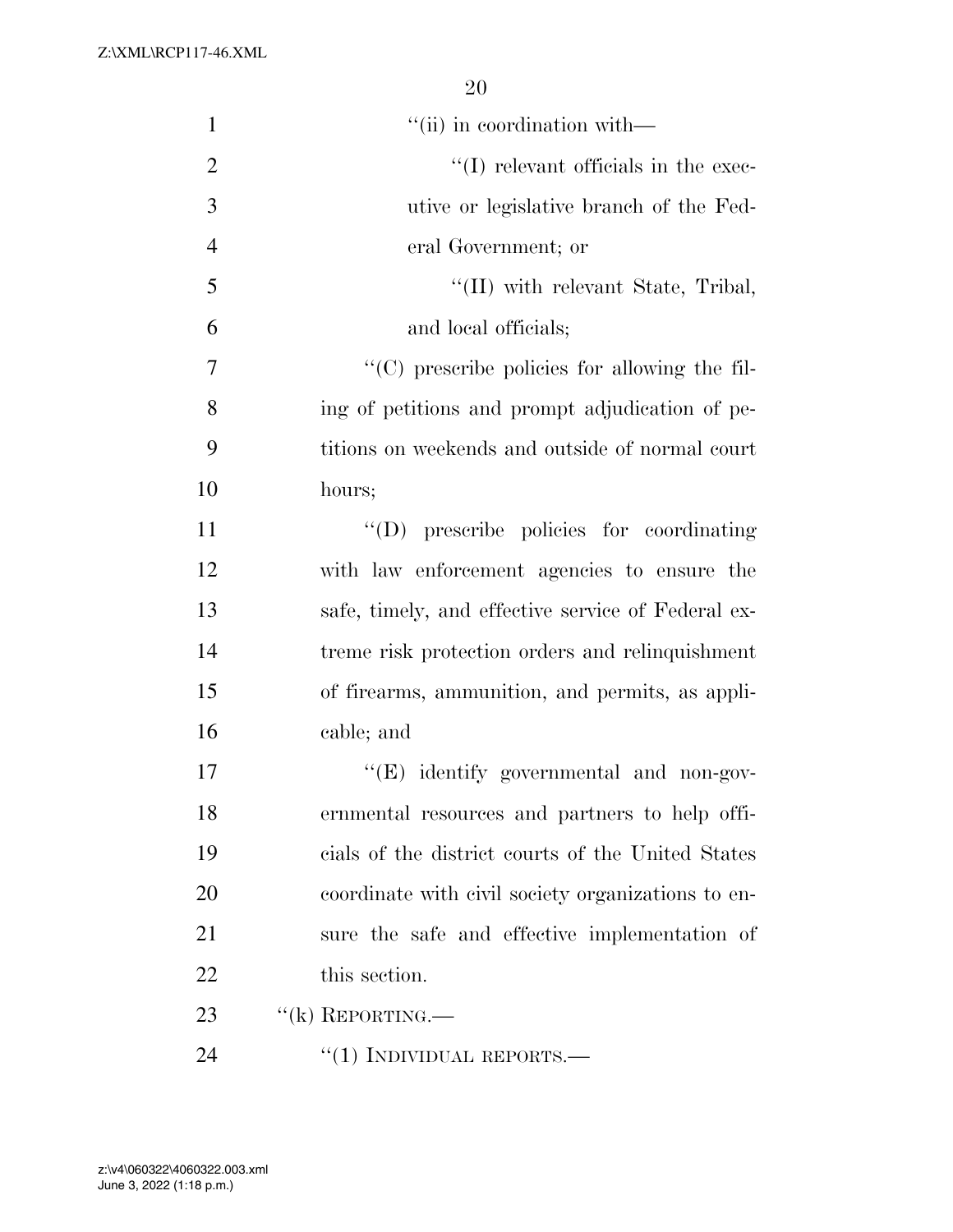''(ii) in coordination with—

''(I) relevant officials in the executive or legislative branch of the Federal Government; or

''(II) with relevant State, Tribal, and local officials;

''(C) prescribe policies for allowing the filing of petitions and prompt adjudication of petitions on weekends and outside of normal court hours;

''(D) prescribe policies for coordinating with law enforcement agencies to ensure the safe, timely, and effective service of Federal extreme risk protection orders and relinquishment of firearms, ammunition, and permits, as applicable; and

''(E) identify governmental and non-governmental resources and partners to help officials of the district courts of the United States coordinate with civil society organizations to ensure the safe and effective implementation of this section.

''(k) REPORTING.—

''(1) INDIVIDUAL REPORTS.—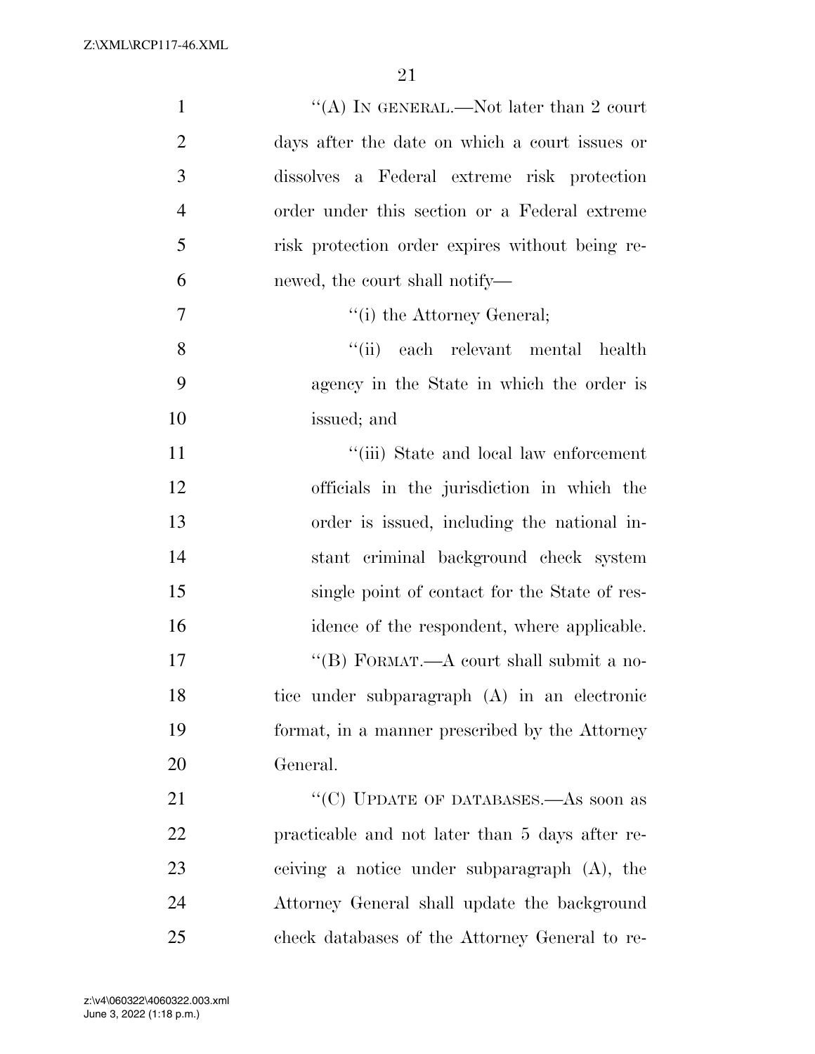''(A) IN GENERAL.—Not later than 2 court days after the date on which a court issues or dissolves a Federal extreme risk protection order under this section or a Federal extreme risk protection order expires without being renewed, the court shall notify—

''(i) the Attorney General;

''(ii) each relevant mental health agency in the State in which the order is issued; and

''(iii) State and local law enforcement officials in the jurisdiction in which the order is issued, including the national instant criminal background check system single point of contact for the State of residence of the respondent, where applicable.

''(B) FORMAT.—A court shall submit a notice under subparagraph (A) in an electronic format, in a manner prescribed by the Attorney General.

''(C) UPDATE OF DATABASES.—As soon as practicable and not later than 5 days after receiving a notice under subparagraph (A), the Attorney General shall update the background check databases of the Attorney General to re-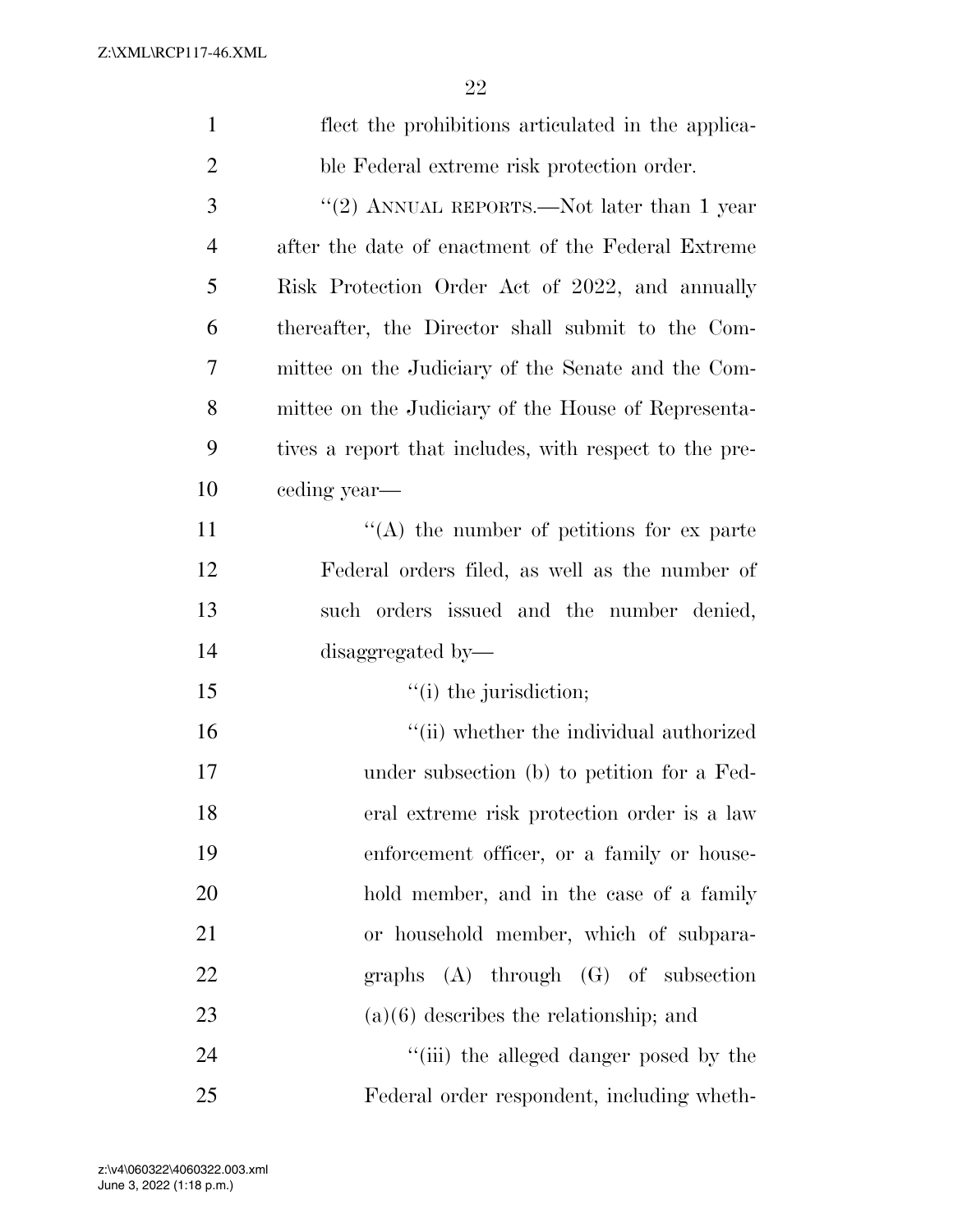flect the prohibitions articulated in the applicable Federal extreme risk protection order.

"(2) ANNUAL REPORTS.—Not later than 1 year after the date of enactment of the Federal Extreme Risk Protection Order Act of 2022, and annually thereafter, the Director shall submit to the Committee on the Judiciary of the Senate and the Committee on the Judiciary of the House of Representatives a report that includes, with respect to the preceding year—

"(A) the number of petitions for ex parte Federal orders filed, as well as the number of such orders issued and the number denied, disaggregated by—

"(i) the jurisdiction;

"(ii) whether the individual authorized under subsection (b) to petition for a Federal extreme risk protection order is a law enforcement officer, or a family or household member, and in the case of a family or household member, which of subparagraphs (A) through (G) of subsection (a)(6) describes the relationship; and

"(iii) the alleged danger posed by the Federal order respondent, including wheth-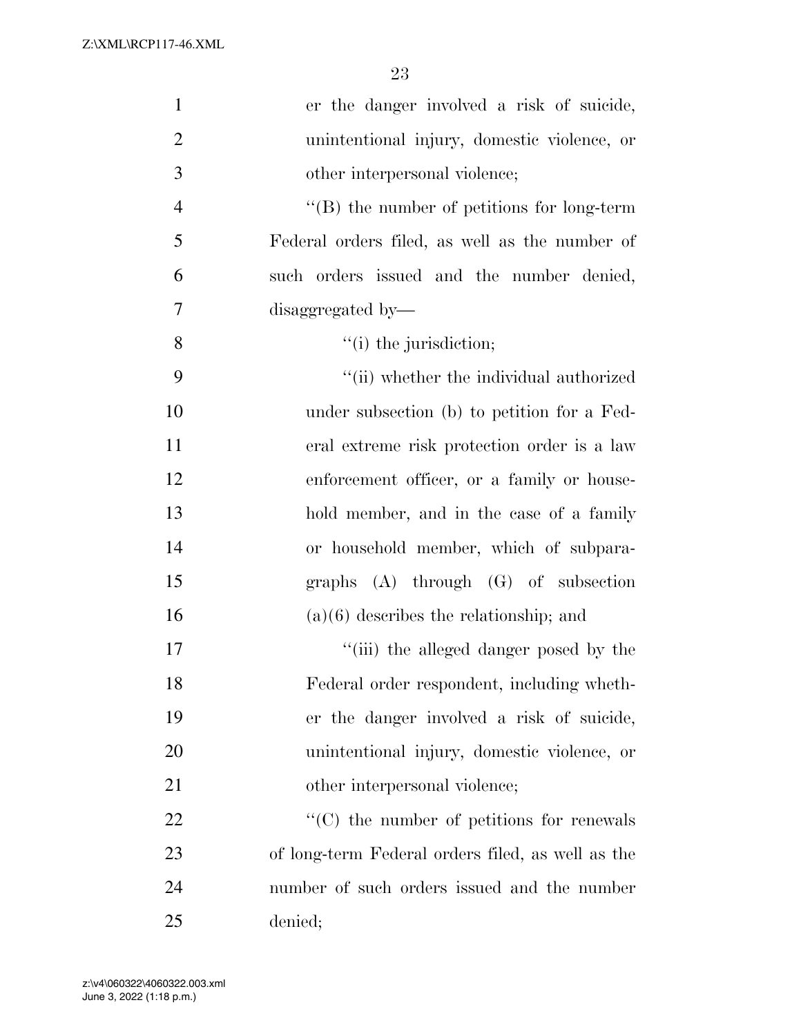er the danger involved a risk of suicide, unintentional injury, domestic violence, or other interpersonal violence;

"(B) the number of petitions for long-term Federal orders filed, as well as the number of such orders issued and the number denied, disaggregated by—

"(i) the jurisdiction;

"(ii) whether the individual authorized under subsection (b) to petition for a Federal extreme risk protection order is a law enforcement officer, or a family or household member, and in the case of a family or household member, which of subparagraphs (A) through (G) of subsection (a)(6) describes the relationship; and

"(iii) the alleged danger posed by the Federal order respondent, including whether the danger involved a risk of suicide, unintentional injury, domestic violence, or other interpersonal violence;

"(C) the number of petitions for renewals of long-term Federal orders filed, as well as the number of such orders issued and the number denied;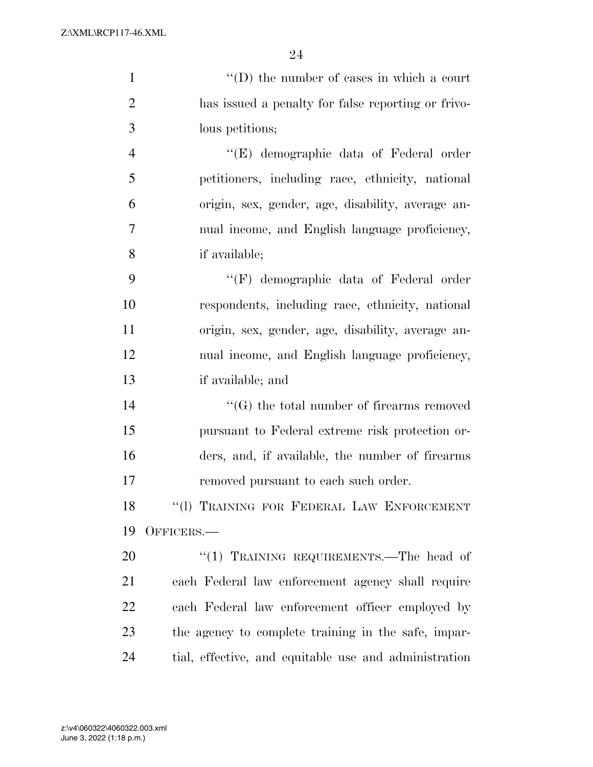"(D) the number of cases in which a court has issued a penalty for false reporting or frivolous petitions;

"(E) demographic data of Federal order petitioners, including race, ethnicity, national origin, sex, gender, age, disability, average annual income, and English language proficiency, if available;

"(F) demographic data of Federal order respondents, including race, ethnicity, national origin, sex, gender, age, disability, average annual income, and English language proficiency, if available; and

"(G) the total number of firearms removed pursuant to Federal extreme risk protection orders, and, if available, the number of firearms removed pursuant to each such order.

"(l) TRAINING FOR FEDERAL LAW ENFORCEMENT OFFICERS.—

"(1) TRAINING REQUIREMENTS.—The head of each Federal law enforcement agency shall require each Federal law enforcement officer employed by the agency to complete training in the safe, impartial, effective, and equitable use and administration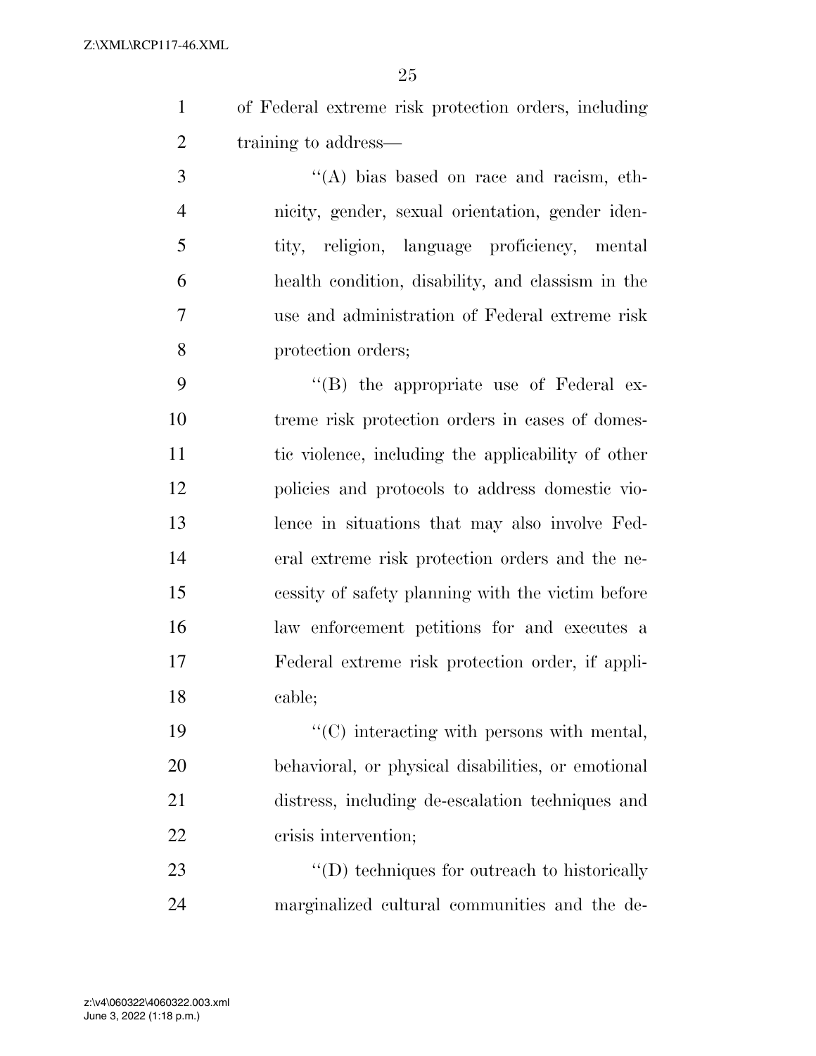of Federal extreme risk protection orders, including training to address—

''(A) bias based on race and racism, ethnicity, gender, sexual orientation, gender identity, religion, language proficiency, mental health condition, disability, and classism in the use and administration of Federal extreme risk protection orders;

''(B) the appropriate use of Federal extreme risk protection orders in cases of domestic violence, including the applicability of other policies and protocols to address domestic violence in situations that may also involve Federal extreme risk protection orders and the necessity of safety planning with the victim before law enforcement petitions for and executes a Federal extreme risk protection order, if applicable;

''(C) interacting with persons with mental, behavioral, or physical disabilities, or emotional distress, including de-escalation techniques and crisis intervention;

''(D) techniques for outreach to historically marginalized cultural communities and the de-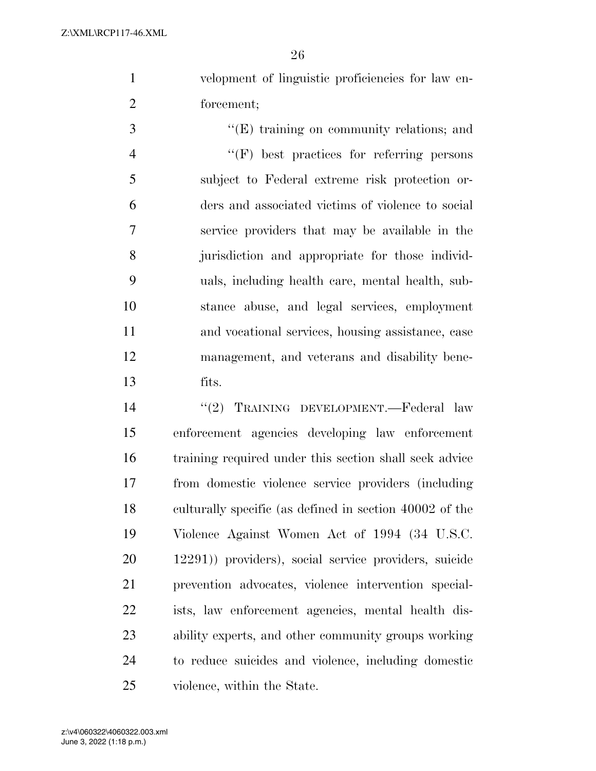velopment of linguistic proficiencies for law enforcement;

''(E) training on community relations; and

''(F) best practices for referring persons subject to Federal extreme risk protection orders and associated victims of violence to social service providers that may be available in the jurisdiction and appropriate for those individuals, including health care, mental health, substance abuse, and legal services, employment and vocational services, housing assistance, case management, and veterans and disability benefits.

''(2) TRAINING DEVELOPMENT.—Federal law enforcement agencies developing law enforcement training required under this section shall seek advice from domestic violence service providers (including culturally specific (as defined in section 40002 of the Violence Against Women Act of 1994 (34 U.S.C. 12291)) providers), social service providers, suicide prevention advocates, violence intervention specialists, law enforcement agencies, mental health disability experts, and other community groups working to reduce suicides and violence, including domestic violence, within the State.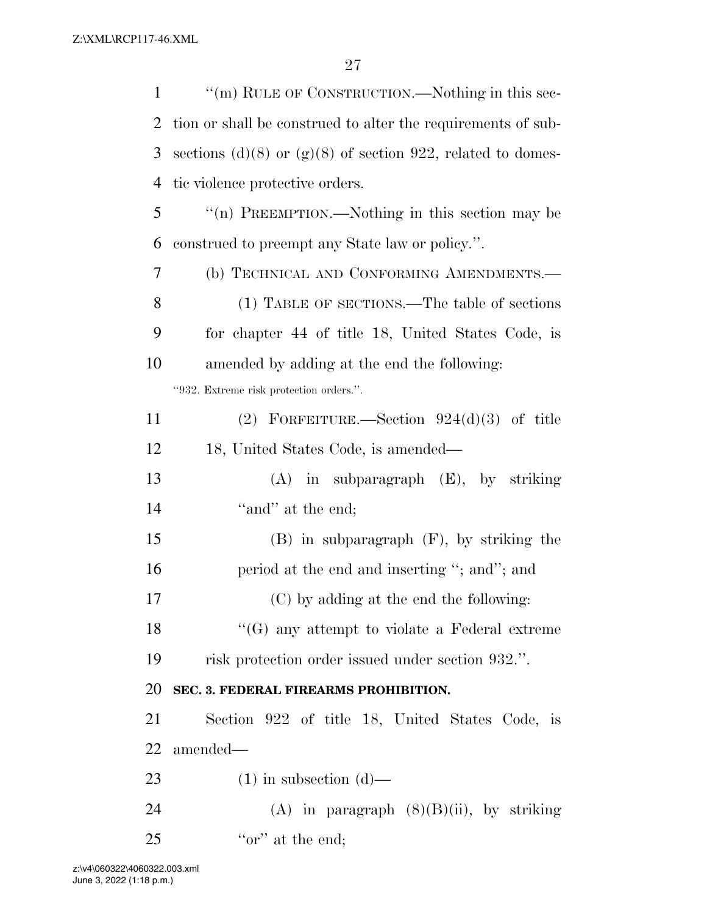"(m) RULE OF CONSTRUCTION.—Nothing in this section or shall be construed to alter the requirements of subsections (d)(8) or (g)(8) of section 922, related to domestic violence protective orders.

"(n) PREEMPTION.—Nothing in this section may be construed to preempt any State law or policy.".

(b) TECHNICAL AND CONFORMING AMENDMENTS.—

(1) TABLE OF SECTIONS.—The table of sections for chapter 44 of title 18, United States Code, is amended by adding at the end the following:

"932. Extreme risk protection orders.".

(2) FORFEITURE.—Section 924(d)(3) of title 18, United States Code, is amended—

(A) in subparagraph (E), by striking "and" at the end;

(B) in subparagraph (F), by striking the period at the end and inserting "; and"; and

(C) by adding at the end the following:

"(G) any attempt to violate a Federal extreme risk protection order issued under section 932.".

**SEC. 3. FEDERAL FIREARMS PROHIBITION.**

Section 922 of title 18, United States Code, is amended—

(1) in subsection (d)—

(A) in paragraph (8)(B)(ii), by striking "or" at the end;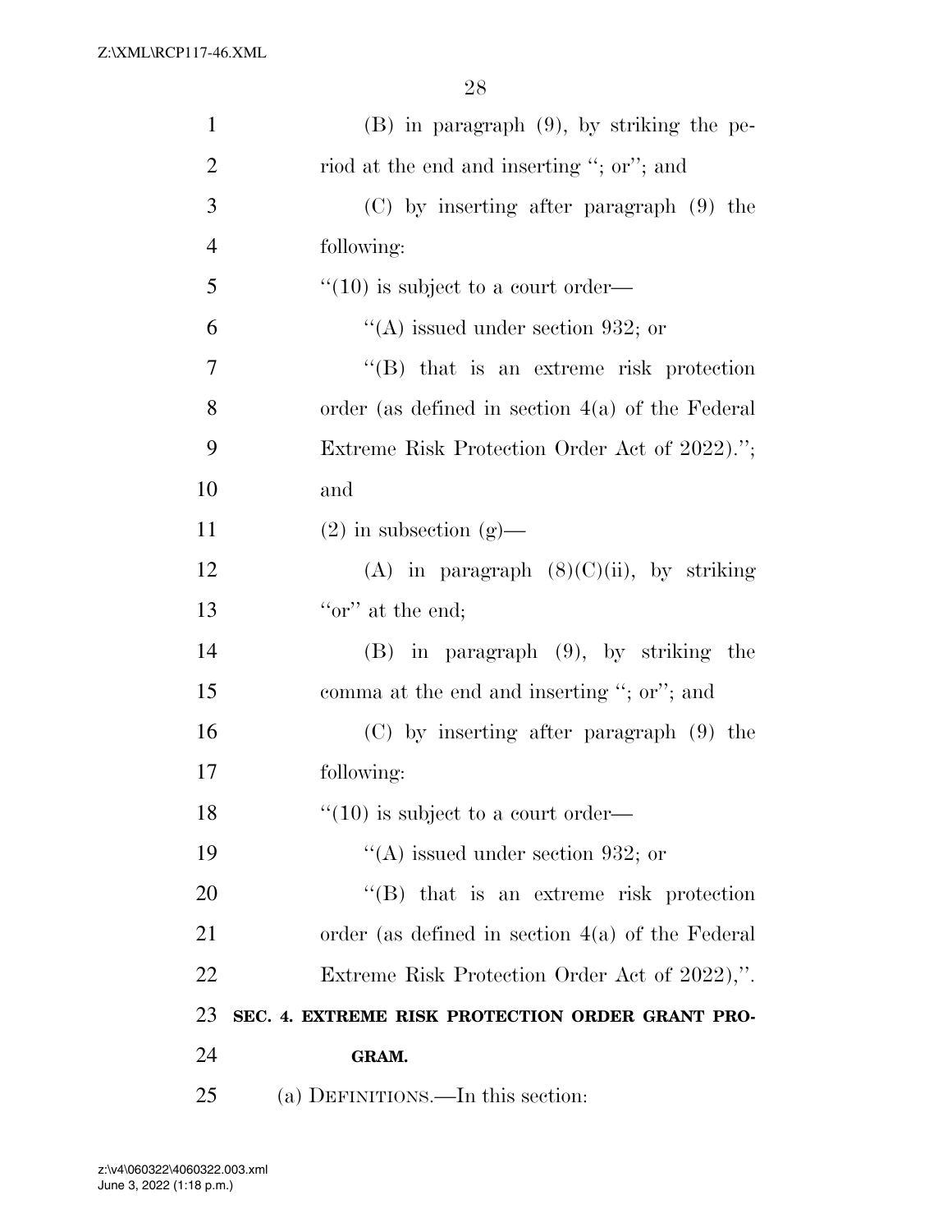(B) in paragraph (9), by striking the period at the end and inserting "; or"; and

(C) by inserting after paragraph (9) the following:

"(10) is subject to a court order—

"(A) issued under section 932; or

"(B) that is an extreme risk protection order (as defined in section 4(a) of the Federal Extreme Risk Protection Order Act of 2022)."; and

(2) in subsection (g)—

(A) in paragraph (8)(C)(ii), by striking "or" at the end;

(B) in paragraph (9), by striking the comma at the end and inserting "; or"; and

(C) by inserting after paragraph (9) the following:

"(10) is subject to a court order—

"(A) issued under section 932; or

"(B) that is an extreme risk protection order (as defined in section 4(a) of the Federal Extreme Risk Protection Order Act of 2022),".

## SEC. 4. EXTREME RISK PROTECTION ORDER GRANT PROGRAM.

(a) DEFINITIONS.—In this section: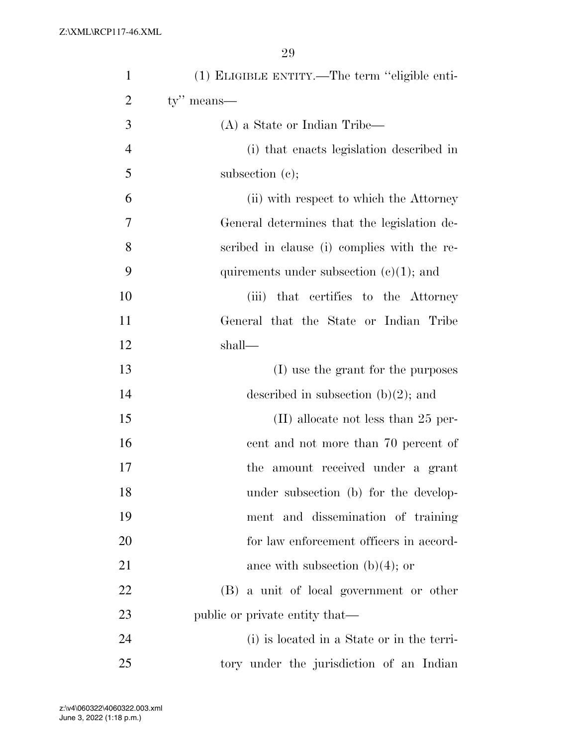(1) ELIGIBLE ENTITY.—The term ''eligible entity'' means—

(A) a State or Indian Tribe—

(i) that enacts legislation described in subsection (c);

(ii) with respect to which the Attorney General determines that the legislation described in clause (i) complies with the requirements under subsection (c)(1); and

(iii) that certifies to the Attorney General that the State or Indian Tribe shall—

(I) use the grant for the purposes described in subsection (b)(2); and

(II) allocate not less than 25 percent and not more than 70 percent of the amount received under a grant under subsection (b) for the development and dissemination of training for law enforcement officers in accordance with subsection (b)(4); or

(B) a unit of local government or other public or private entity that—

(i) is located in a State or in the territory under the jurisdiction of an Indian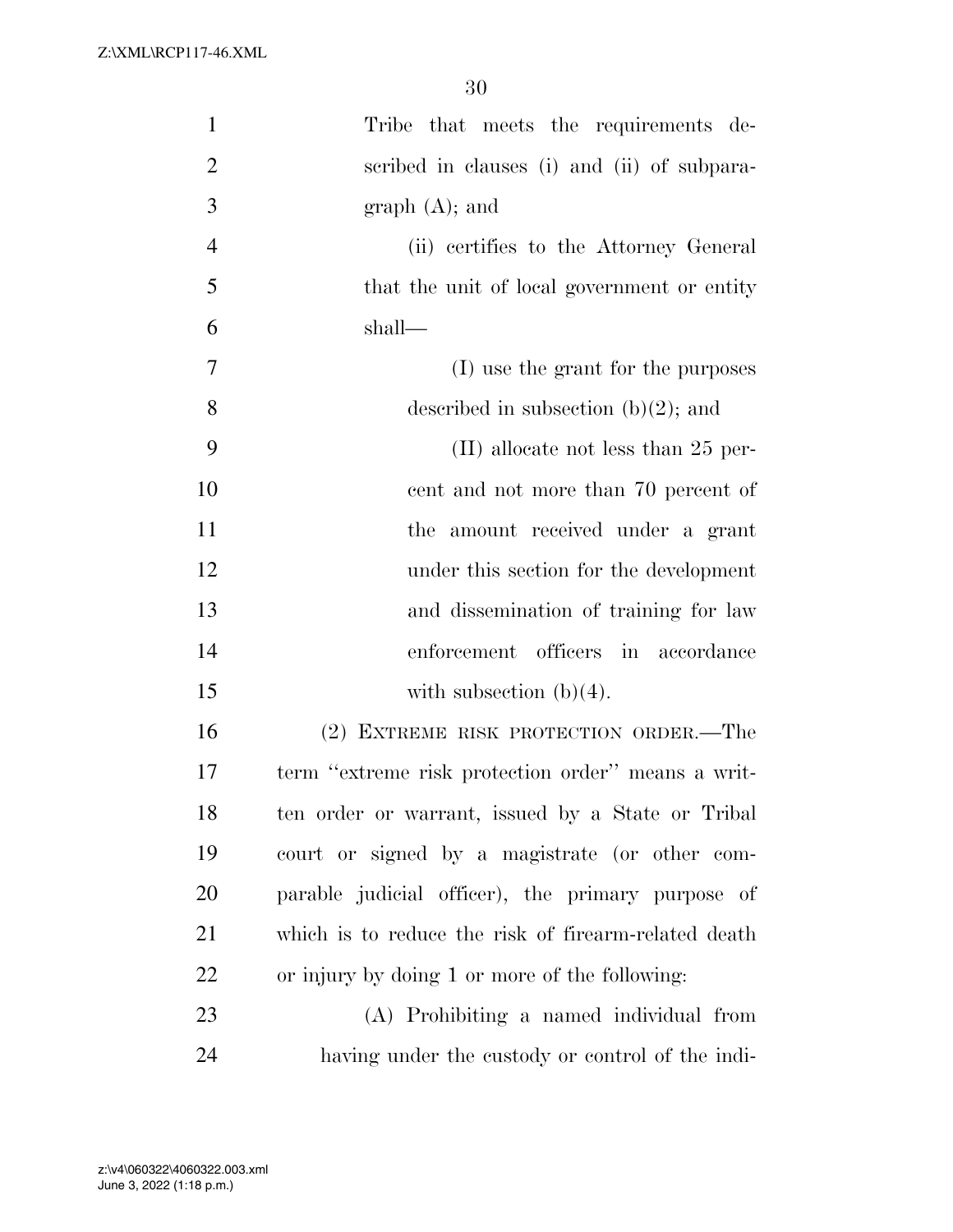Tribe that meets the requirements described in clauses (i) and (ii) of subparagraph (A); and

(ii) certifies to the Attorney General that the unit of local government or entity shall—

(I) use the grant for the purposes described in subsection (b)(2); and

(II) allocate not less than 25 percent and not more than 70 percent of the amount received under a grant under this section for the development and dissemination of training for law enforcement officers in accordance with subsection (b)(4).

(2) EXTREME RISK PROTECTION ORDER.—The term ''extreme risk protection order'' means a written order or warrant, issued by a State or Tribal court or signed by a magistrate (or other comparable judicial officer), the primary purpose of which is to reduce the risk of firearm-related death or injury by doing 1 or more of the following:

(A) Prohibiting a named individual from having under the custody or control of the indi-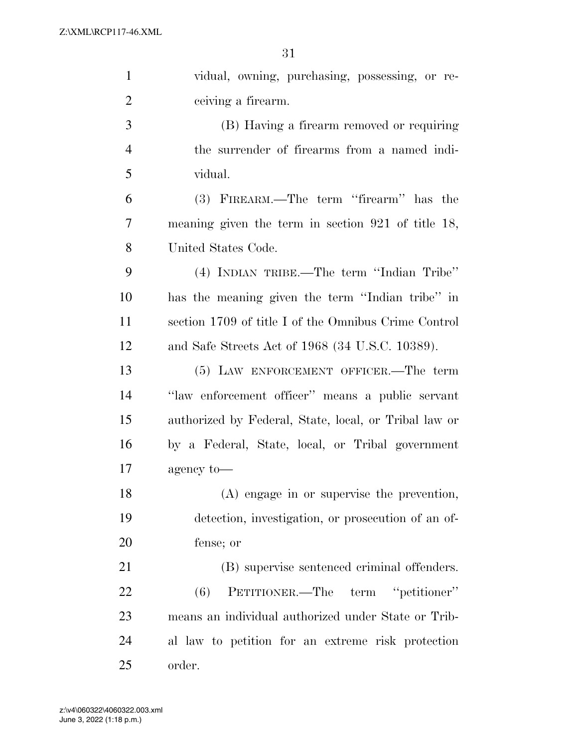vidual, owning, purchasing, possessing, or receiving a firearm.

(B) Having a firearm removed or requiring the surrender of firearms from a named individual.

(3) FIREARM.—The term ''firearm'' has the meaning given the term in section 921 of title 18, United States Code.

(4) INDIAN TRIBE.—The term ''Indian Tribe'' has the meaning given the term ''Indian tribe'' in section 1709 of title I of the Omnibus Crime Control and Safe Streets Act of 1968 (34 U.S.C. 10389).

(5) LAW ENFORCEMENT OFFICER.—The term ''law enforcement officer'' means a public servant authorized by Federal, State, local, or Tribal law or by a Federal, State, local, or Tribal government agency to—

(A) engage in or supervise the prevention, detection, investigation, or prosecution of an offense; or

(B) supervise sentenced criminal offenders.

(6) PETITIONER.—The term ''petitioner'' means an individual authorized under State or Tribal law to petition for an extreme risk protection order.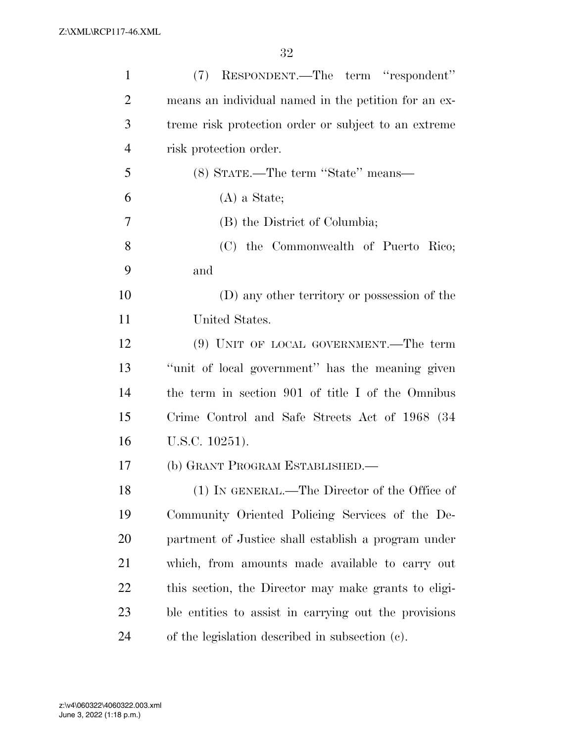(7) RESPONDENT.—The term "respondent" means an individual named in the petition for an extreme risk protection order or subject to an extreme risk protection order.

(8) STATE.—The term "State" means—

(A) a State;

(B) the District of Columbia;

(C) the Commonwealth of Puerto Rico; and

(D) any other territory or possession of the United States.

(9) UNIT OF LOCAL GOVERNMENT.—The term "unit of local government" has the meaning given the term in section 901 of title I of the Omnibus Crime Control and Safe Streets Act of 1968 (34 U.S.C. 10251).

(b) GRANT PROGRAM ESTABLISHED.—

(1) IN GENERAL.—The Director of the Office of Community Oriented Policing Services of the Department of Justice shall establish a program under which, from amounts made available to carry out this section, the Director may make grants to eligible entities to assist in carrying out the provisions of the legislation described in subsection (c).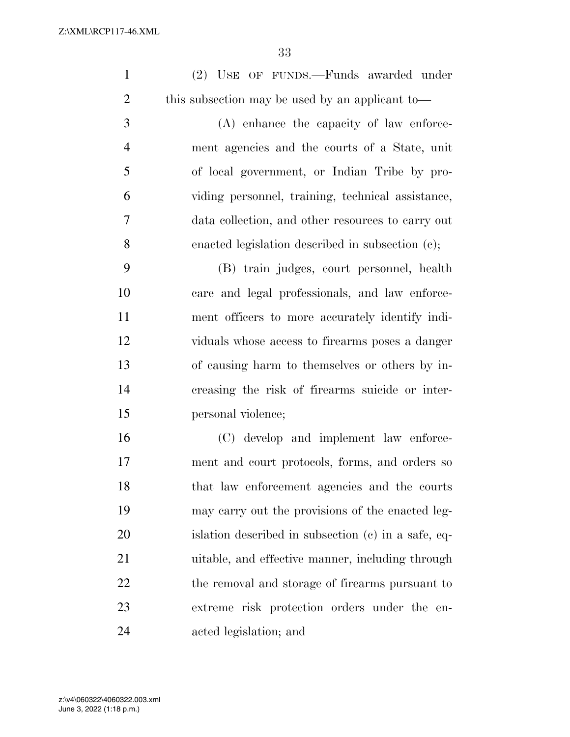(2) USE OF FUNDS.—Funds awarded under this subsection may be used by an applicant to—

(A) enhance the capacity of law enforcement agencies and the courts of a State, unit of local government, or Indian Tribe by providing personnel, training, technical assistance, data collection, and other resources to carry out enacted legislation described in subsection (c);

(B) train judges, court personnel, health care and legal professionals, and law enforcement officers to more accurately identify individuals whose access to firearms poses a danger of causing harm to themselves or others by increasing the risk of firearms suicide or interpersonal violence;

(C) develop and implement law enforcement and court protocols, forms, and orders so that law enforcement agencies and the courts may carry out the provisions of the enacted legislation described in subsection (c) in a safe, equitable, and effective manner, including through the removal and storage of firearms pursuant to extreme risk protection orders under the enacted legislation; and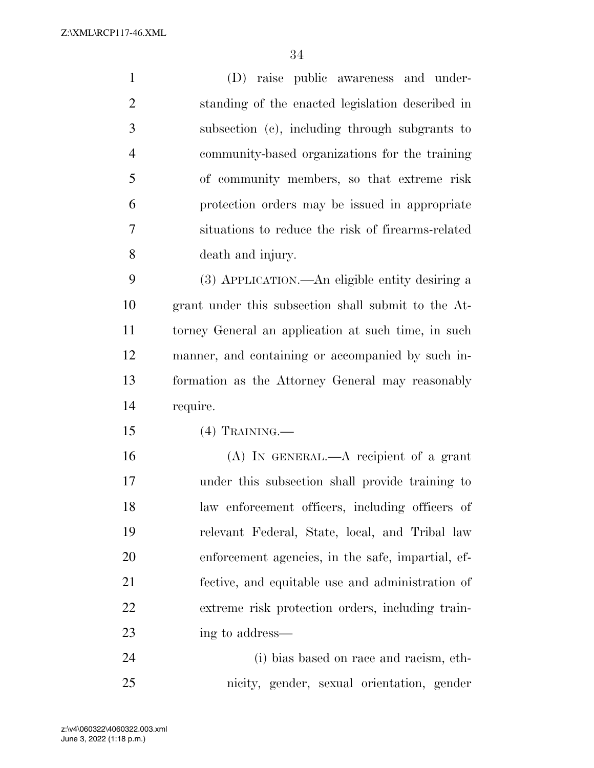(D) raise public awareness and understanding of the enacted legislation described in subsection (c), including through subgrants to community-based organizations for the training of community members, so that extreme risk protection orders may be issued in appropriate situations to reduce the risk of firearms-related death and injury.

(3) APPLICATION.—An eligible entity desiring a grant under this subsection shall submit to the Attorney General an application at such time, in such manner, and containing or accompanied by such information as the Attorney General may reasonably require.

(4) TRAINING.—

(A) IN GENERAL.—A recipient of a grant under this subsection shall provide training to law enforcement officers, including officers of relevant Federal, State, local, and Tribal law enforcement agencies, in the safe, impartial, effective, and equitable use and administration of extreme risk protection orders, including training to address—

(i) bias based on race and racism, ethnicity, gender, sexual orientation, gender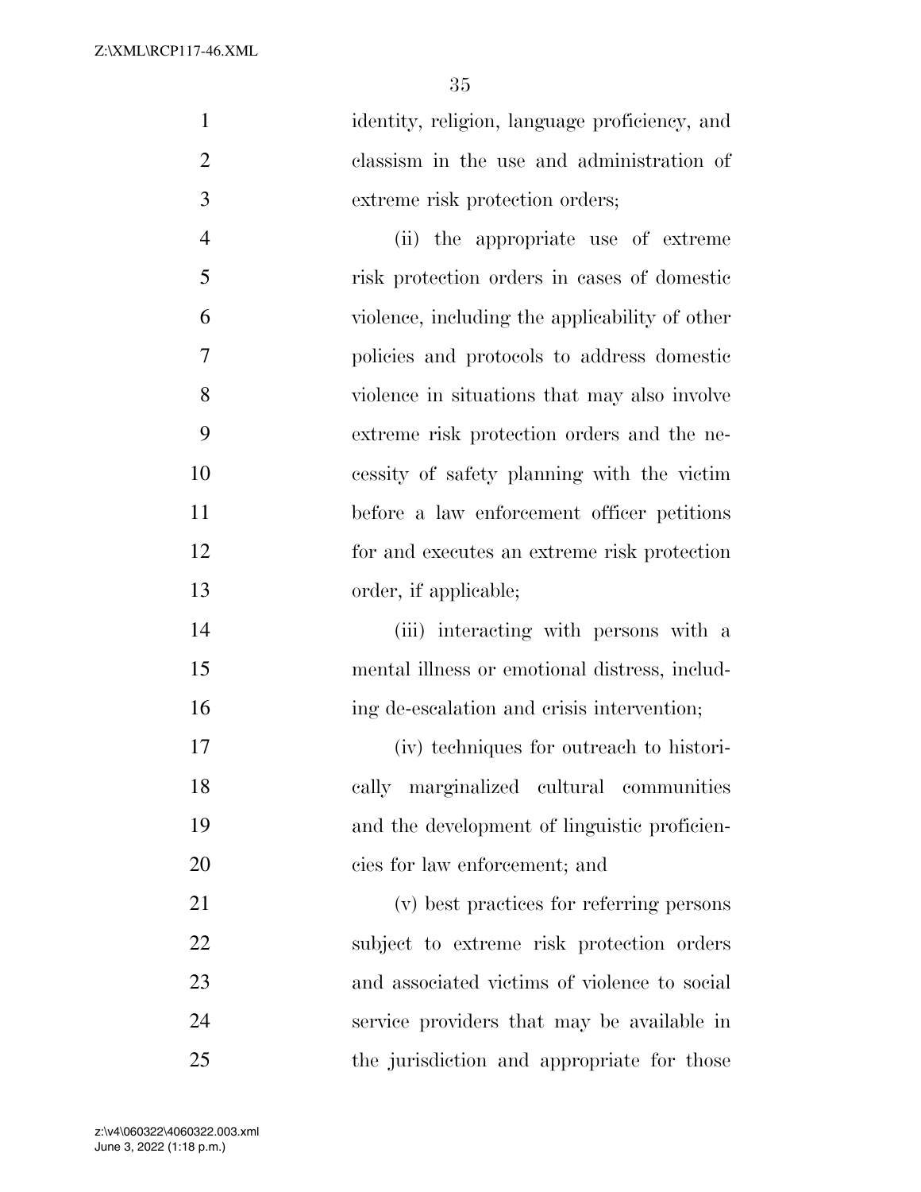identity, religion, language proficiency, and classism in the use and administration of extreme risk protection orders;

(ii) the appropriate use of extreme risk protection orders in cases of domestic violence, including the applicability of other policies and protocols to address domestic violence in situations that may also involve extreme risk protection orders and the necessity of safety planning with the victim before a law enforcement officer petitions for and executes an extreme risk protection order, if applicable;

(iii) interacting with persons with a mental illness or emotional distress, including de-escalation and crisis intervention;

(iv) techniques for outreach to historically marginalized cultural communities and the development of linguistic proficiencies for law enforcement; and

(v) best practices for referring persons subject to extreme risk protection orders and associated victims of violence to social service providers that may be available in the jurisdiction and appropriate for those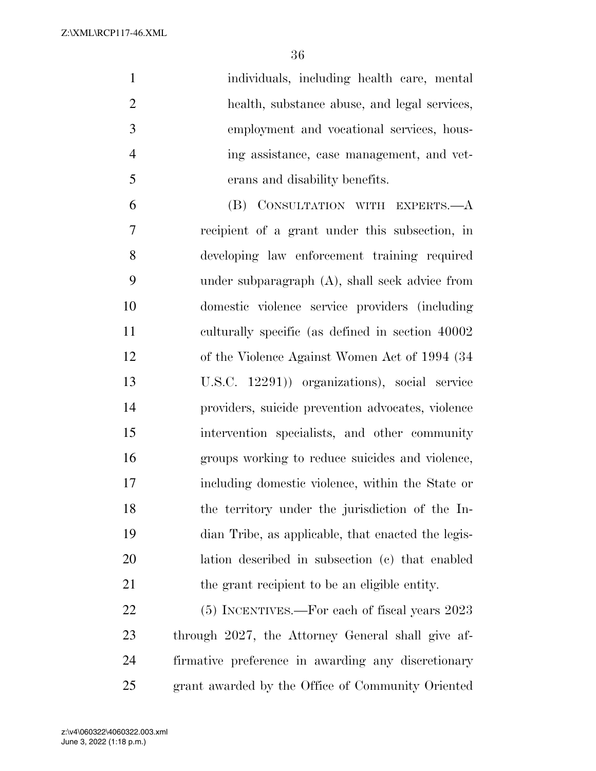individuals, including health care, mental health, substance abuse, and legal services, employment and vocational services, housing assistance, case management, and veterans and disability benefits.

(B) CONSULTATION WITH EXPERTS.—A recipient of a grant under this subsection, in developing law enforcement training required under subparagraph (A), shall seek advice from domestic violence service providers (including culturally specific (as defined in section 40002 of the Violence Against Women Act of 1994 (34 U.S.C. 12291)) organizations), social service providers, suicide prevention advocates, violence intervention specialists, and other community groups working to reduce suicides and violence, including domestic violence, within the State or the territory under the jurisdiction of the Indian Tribe, as applicable, that enacted the legislation described in subsection (c) that enabled the grant recipient to be an eligible entity.

(5) INCENTIVES.—For each of fiscal years 2023 through 2027, the Attorney General shall give affirmative preference in awarding any discretionary grant awarded by the Office of Community Oriented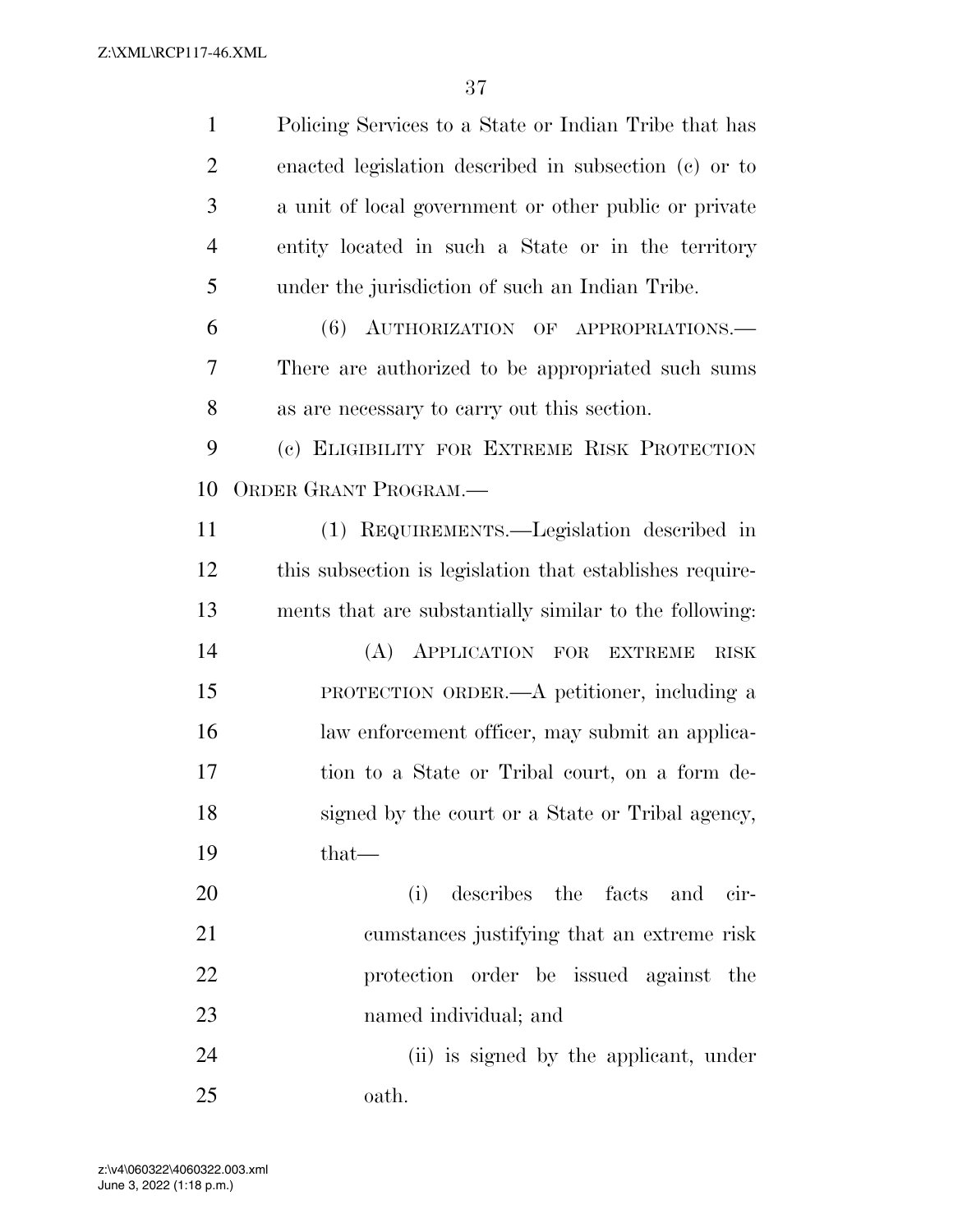Policing Services to a State or Indian Tribe that has enacted legislation described in subsection (c) or to a unit of local government or other public or private entity located in such a State or in the territory under the jurisdiction of such an Indian Tribe.

(6) AUTHORIZATION OF APPROPRIATIONS.—There are authorized to be appropriated such sums as are necessary to carry out this section.

(c) ELIGIBILITY FOR EXTREME RISK PROTECTION ORDER GRANT PROGRAM.—

(1) REQUIREMENTS.—Legislation described in this subsection is legislation that establishes requirements that are substantially similar to the following:

(A) APPLICATION FOR EXTREME RISK PROTECTION ORDER.—A petitioner, including a law enforcement officer, may submit an application to a State or Tribal court, on a form designed by the court or a State or Tribal agency, that—

(i) describes the facts and circumstances justifying that an extreme risk protection order be issued against the named individual; and

(ii) is signed by the applicant, under oath.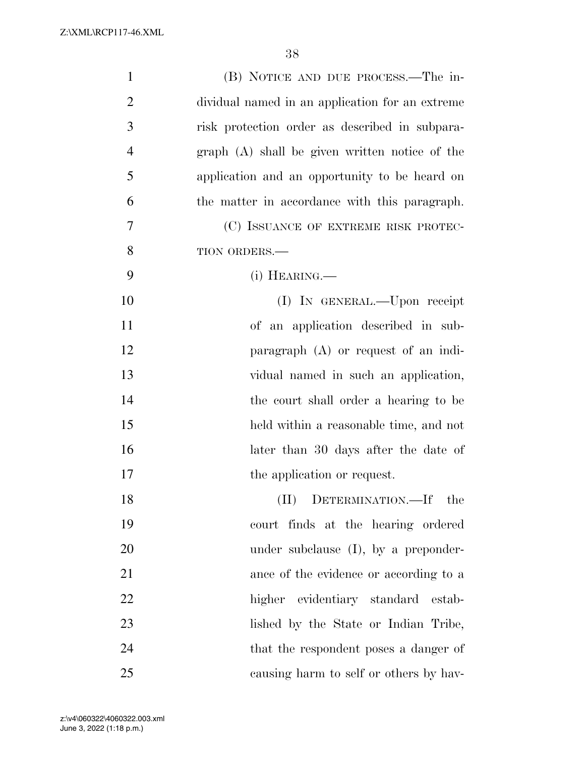(B) NOTICE AND DUE PROCESS.—The individual named in an application for an extreme risk protection order as described in subparagraph (A) shall be given written notice of the application and an opportunity to be heard on the matter in accordance with this paragraph.

(C) ISSUANCE OF EXTREME RISK PROTECTION ORDERS.—

(i) HEARING.—

(I) IN GENERAL.—Upon receipt of an application described in subparagraph (A) or request of an individual named in such an application, the court shall order a hearing to be held within a reasonable time, and not later than 30 days after the date of the application or request.

(II) DETERMINATION.—If the court finds at the hearing ordered under subclause (I), by a preponderance of the evidence or according to a higher evidentiary standard established by the State or Indian Tribe, that the respondent poses a danger of causing harm to self or others by hav-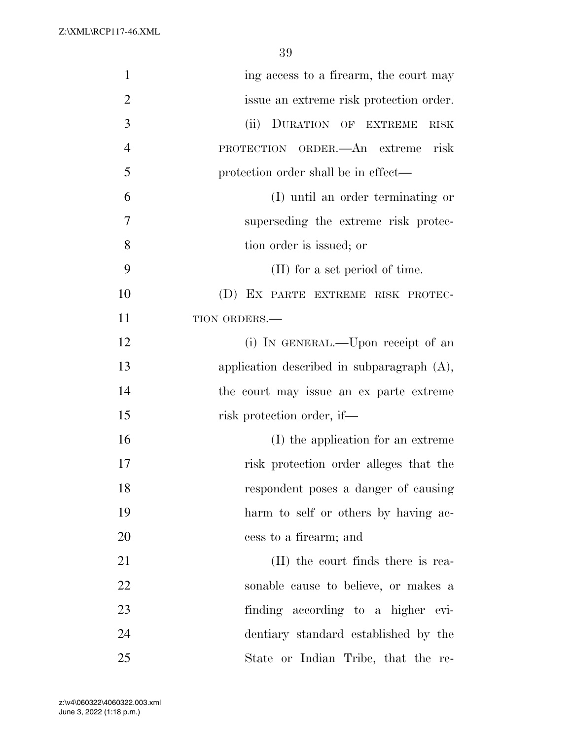ing access to a firearm, the court may issue an extreme risk protection order.

(ii) DURATION OF EXTREME RISK PROTECTION ORDER.—An extreme risk protection order shall be in effect—

(I) until an order terminating or superseding the extreme risk protection order is issued; or

(II) for a set period of time.

(D) EX PARTE EXTREME RISK PROTECTION ORDERS.—

(i) IN GENERAL.—Upon receipt of an application described in subparagraph (A), the court may issue an ex parte extreme risk protection order, if—

(I) the application for an extreme risk protection order alleges that the respondent poses a danger of causing harm to self or others by having access to a firearm; and

(II) the court finds there is reasonable cause to believe, or makes a finding according to a higher evidentiary standard established by the State or Indian Tribe, that the re-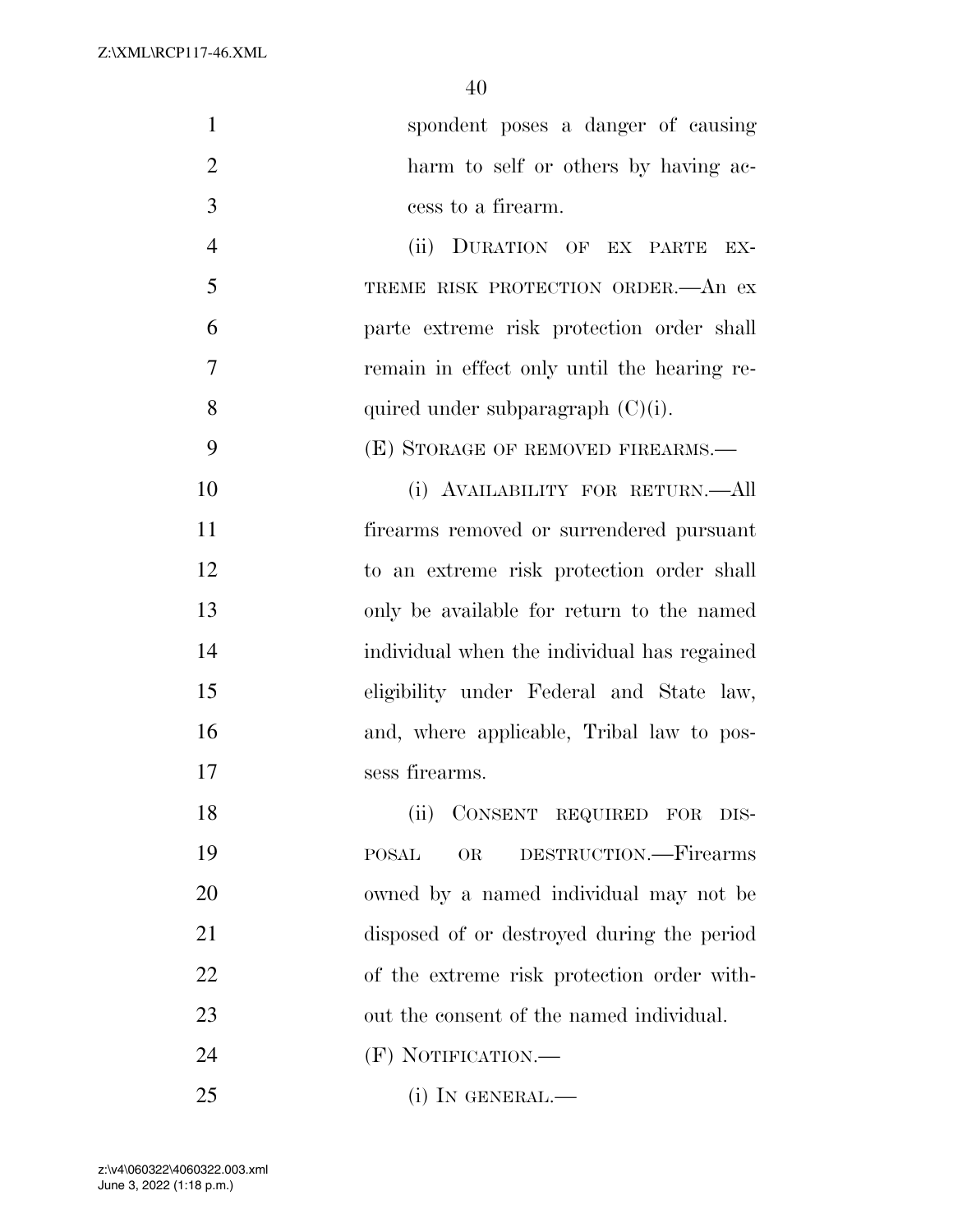spondent poses a danger of causing harm to self or others by having access to a firearm.

(ii) DURATION OF EX PARTE EXTREME RISK PROTECTION ORDER.—An ex parte extreme risk protection order shall remain in effect only until the hearing required under subparagraph (C)(i).

(E) STORAGE OF REMOVED FIREARMS.—

(i) AVAILABILITY FOR RETURN.—All firearms removed or surrendered pursuant to an extreme risk protection order shall only be available for return to the named individual when the individual has regained eligibility under Federal and State law, and, where applicable, Tribal law to possess firearms.

(ii) CONSENT REQUIRED FOR DISPOSAL OR DESTRUCTION.—Firearms owned by a named individual may not be disposed of or destroyed during the period of the extreme risk protection order without the consent of the named individual.

(F) NOTIFICATION.—

(i) IN GENERAL.—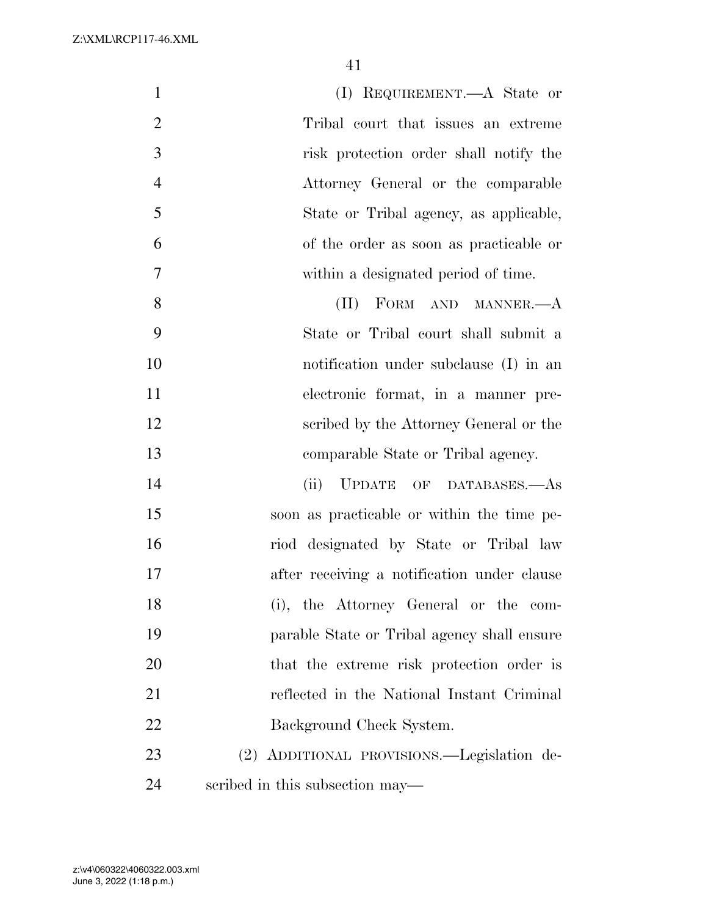(I) REQUIREMENT.—A State or Tribal court that issues an extreme risk protection order shall notify the Attorney General or the comparable State or Tribal agency, as applicable, of the order as soon as practicable or within a designated period of time.

(II) FORM AND MANNER.—A State or Tribal court shall submit a notification under subclause (I) in an electronic format, in a manner prescribed by the Attorney General or the comparable State or Tribal agency.

(ii) UPDATE OF DATABASES.—As soon as practicable or within the time period designated by State or Tribal law after receiving a notification under clause (i), the Attorney General or the comparable State or Tribal agency shall ensure that the extreme risk protection order is reflected in the National Instant Criminal Background Check System.

(2) ADDITIONAL PROVISIONS.—Legislation described in this subsection may—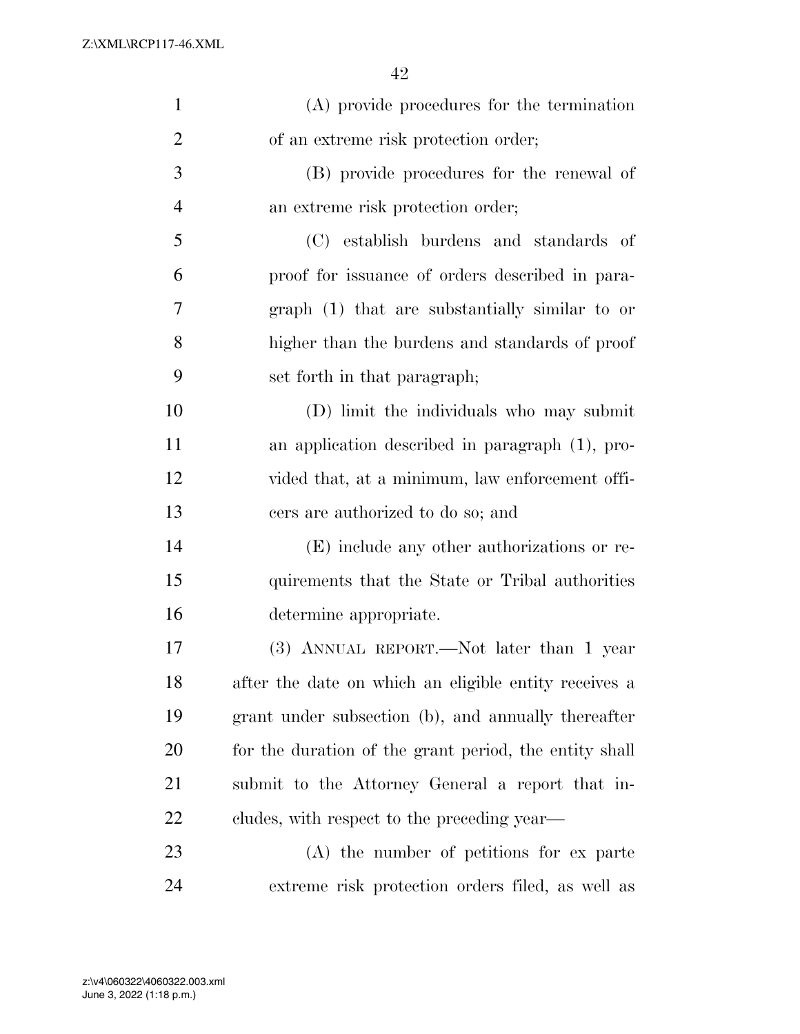(A) provide procedures for the termination of an extreme risk protection order;

(B) provide procedures for the renewal of an extreme risk protection order;

(C) establish burdens and standards of proof for issuance of orders described in paragraph (1) that are substantially similar to or higher than the burdens and standards of proof set forth in that paragraph;

(D) limit the individuals who may submit an application described in paragraph (1), provided that, at a minimum, law enforcement officers are authorized to do so; and

(E) include any other authorizations or requirements that the State or Tribal authorities determine appropriate.

(3) ANNUAL REPORT.—Not later than 1 year after the date on which an eligible entity receives a grant under subsection (b), and annually thereafter for the duration of the grant period, the entity shall submit to the Attorney General a report that includes, with respect to the preceding year—

(A) the number of petitions for ex parte extreme risk protection orders filed, as well as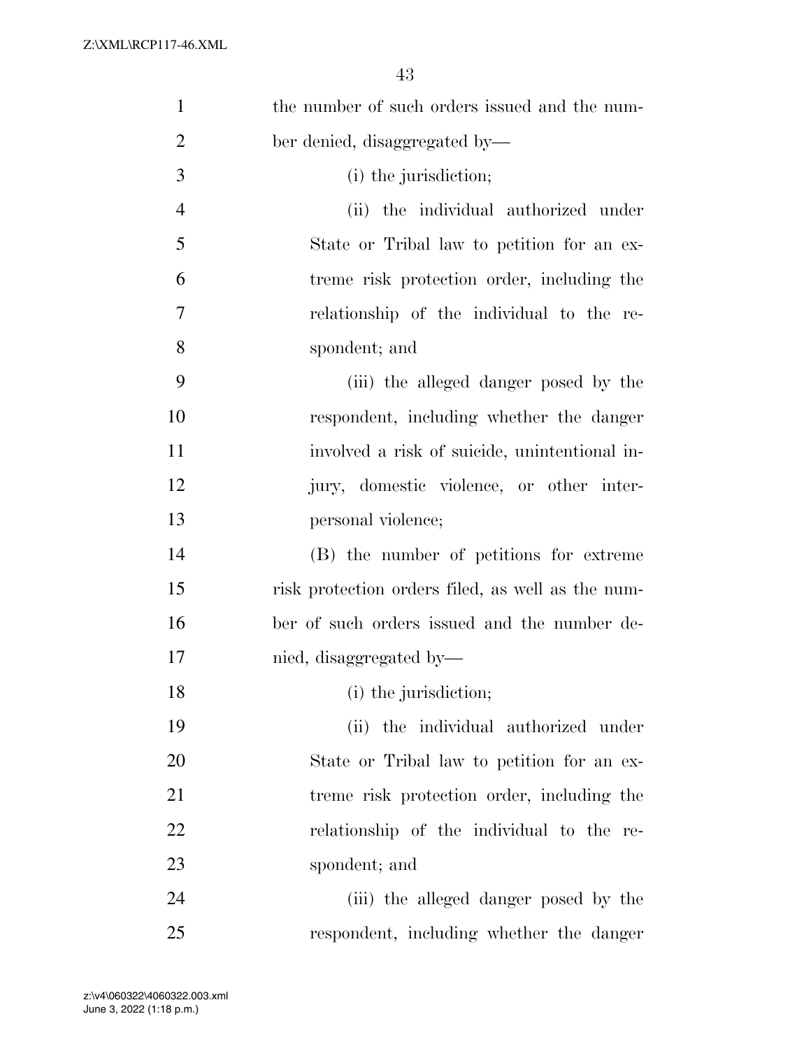the number of such orders issued and the number denied, disaggregated by—

(i) the jurisdiction;

(ii) the individual authorized under State or Tribal law to petition for an extreme risk protection order, including the relationship of the individual to the respondent; and

(iii) the alleged danger posed by the respondent, including whether the danger involved a risk of suicide, unintentional injury, domestic violence, or other interpersonal violence;

(B) the number of petitions for extreme risk protection orders filed, as well as the number of such orders issued and the number denied, disaggregated by—

(i) the jurisdiction;

(ii) the individual authorized under State or Tribal law to petition for an extreme risk protection order, including the relationship of the individual to the respondent; and

(iii) the alleged danger posed by the respondent, including whether the danger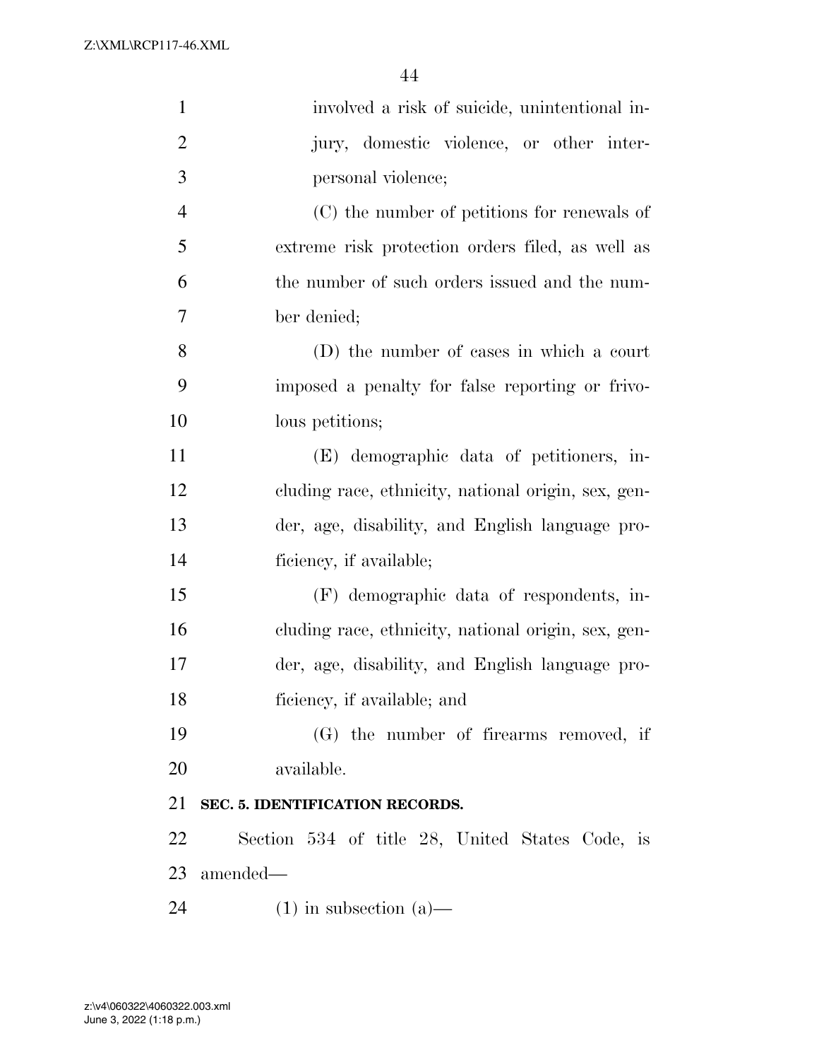involved a risk of suicide, unintentional injury, domestic violence, or other interpersonal violence;

(C) the number of petitions for renewals of extreme risk protection orders filed, as well as the number of such orders issued and the number denied;

(D) the number of cases in which a court imposed a penalty for false reporting or frivolous petitions;

(E) demographic data of petitioners, including race, ethnicity, national origin, sex, gender, age, disability, and English language proficiency, if available;

(F) demographic data of respondents, including race, ethnicity, national origin, sex, gender, age, disability, and English language proficiency, if available; and

(G) the number of firearms removed, if available.

**SEC. 5. IDENTIFICATION RECORDS.**

Section 534 of title 28, United States Code, is amended—

(1) in subsection (a)—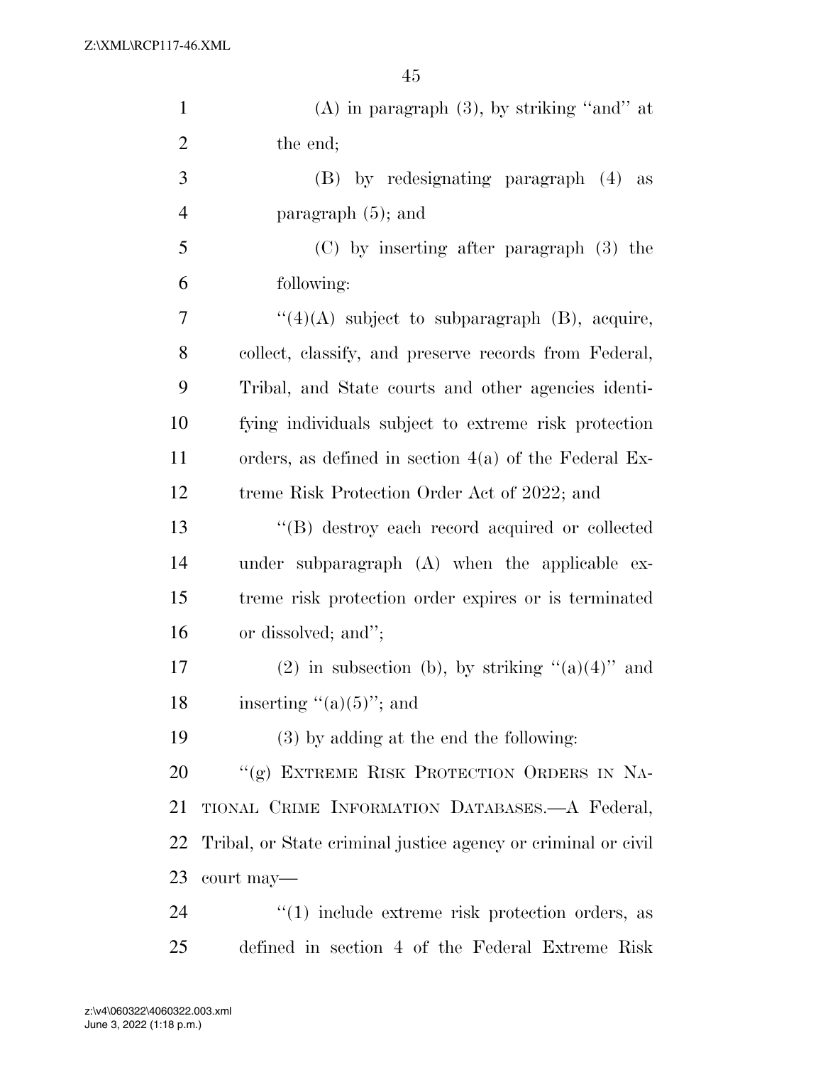(A) in paragraph (3), by striking "and" at the end;

(B) by redesignating paragraph (4) as paragraph (5); and

(C) by inserting after paragraph (3) the following:

"(4)(A) subject to subparagraph (B), acquire, collect, classify, and preserve records from Federal, Tribal, and State courts and other agencies identifying individuals subject to extreme risk protection orders, as defined in section 4(a) of the Federal Extreme Risk Protection Order Act of 2022; and

"(B) destroy each record acquired or collected under subparagraph (A) when the applicable extreme risk protection order expires or is terminated or dissolved; and";

(2) in subsection (b), by striking "(a)(4)" and inserting "(a)(5)"; and

(3) by adding at the end the following:

"(g) EXTREME RISK PROTECTION ORDERS IN NATIONAL CRIME INFORMATION DATABASES.—A Federal, Tribal, or State criminal justice agency or criminal or civil court may—

"(1) include extreme risk protection orders, as defined in section 4 of the Federal Extreme Risk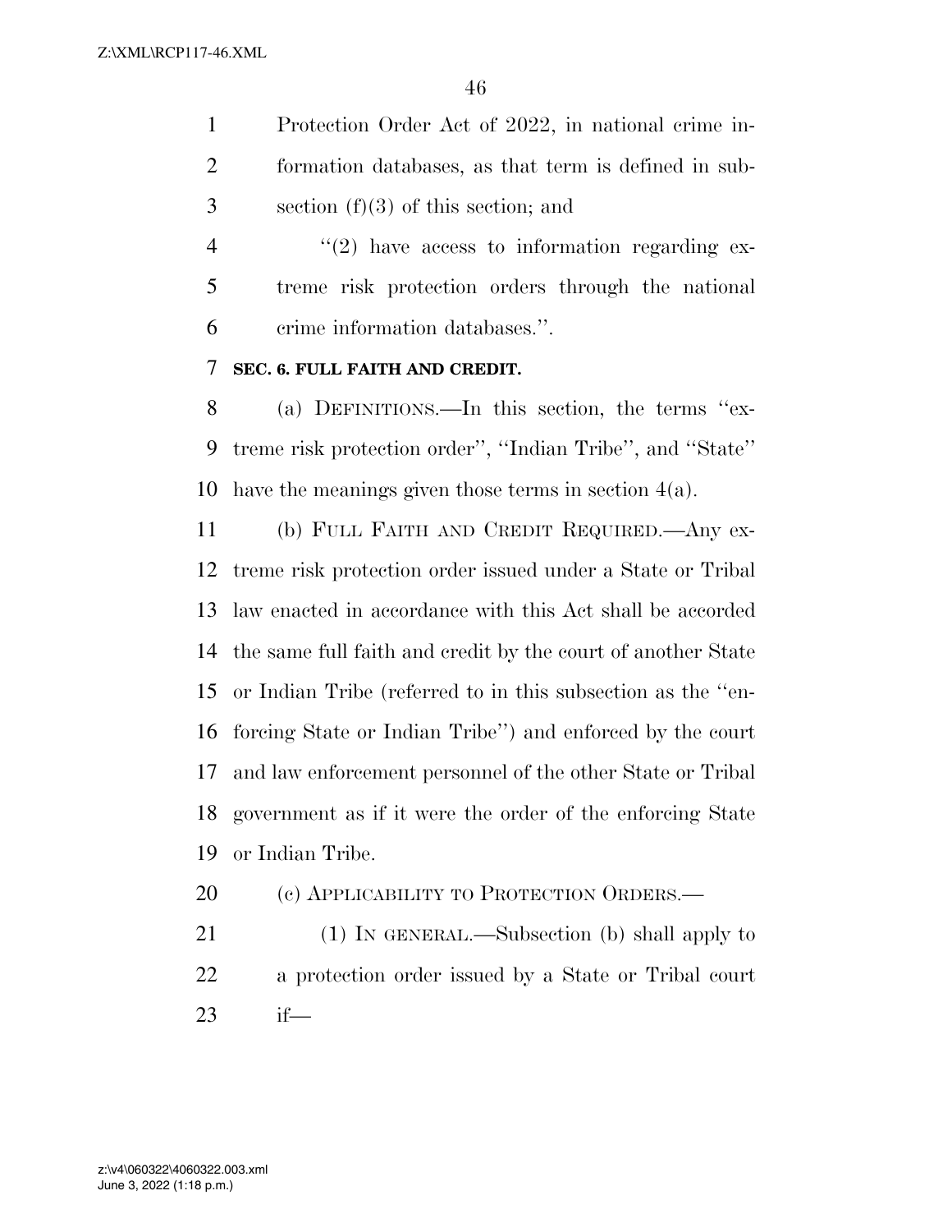Protection Order Act of 2022, in national crime information databases, as that term is defined in subsection (f)(3) of this section; and

"(2) have access to information regarding extreme risk protection orders through the national crime information databases.".

**SEC. 6. FULL FAITH AND CREDIT.**

(a) DEFINITIONS.—In this section, the terms "extreme risk protection order", "Indian Tribe", and "State" have the meanings given those terms in section 4(a).

(b) FULL FAITH AND CREDIT REQUIRED.—Any extreme risk protection order issued under a State or Tribal law enacted in accordance with this Act shall be accorded the same full faith and credit by the court of another State or Indian Tribe (referred to in this subsection as the "enforcing State or Indian Tribe") and enforced by the court and law enforcement personnel of the other State or Tribal government as if it were the order of the enforcing State or Indian Tribe.

(c) APPLICABILITY TO PROTECTION ORDERS.—

(1) IN GENERAL.—Subsection (b) shall apply to a protection order issued by a State or Tribal court if—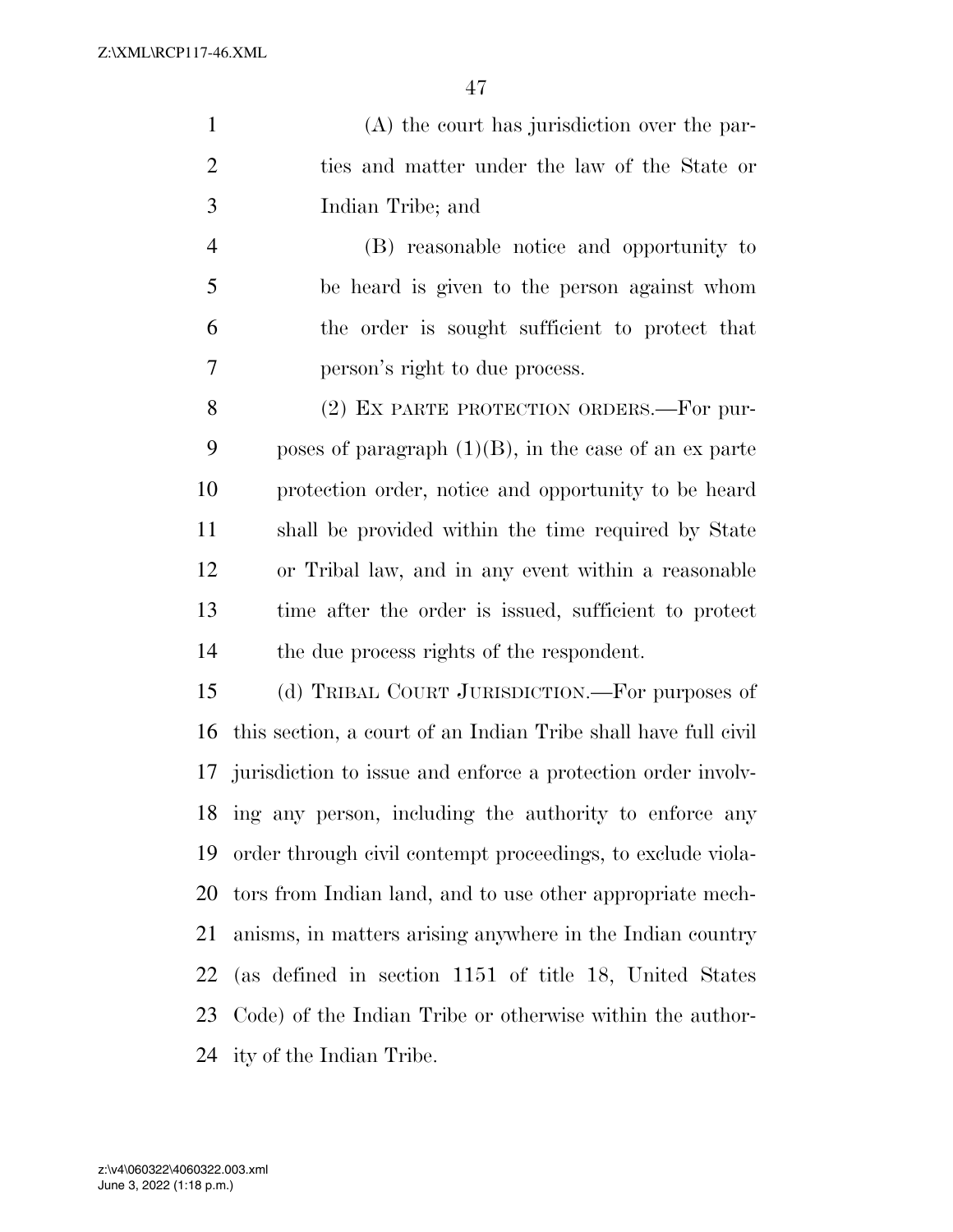(A) the court has jurisdiction over the parties and matter under the law of the State or Indian Tribe; and

(B) reasonable notice and opportunity to be heard is given to the person against whom the order is sought sufficient to protect that person's right to due process.

(2) EX PARTE PROTECTION ORDERS.—For purposes of paragraph (1)(B), in the case of an ex parte protection order, notice and opportunity to be heard shall be provided within the time required by State or Tribal law, and in any event within a reasonable time after the order is issued, sufficient to protect the due process rights of the respondent.

(d) TRIBAL COURT JURISDICTION.—For purposes of this section, a court of an Indian Tribe shall have full civil jurisdiction to issue and enforce a protection order involving any person, including the authority to enforce any order through civil contempt proceedings, to exclude violators from Indian land, and to use other appropriate mechanisms, in matters arising anywhere in the Indian country (as defined in section 1151 of title 18, United States Code) of the Indian Tribe or otherwise within the authority of the Indian Tribe.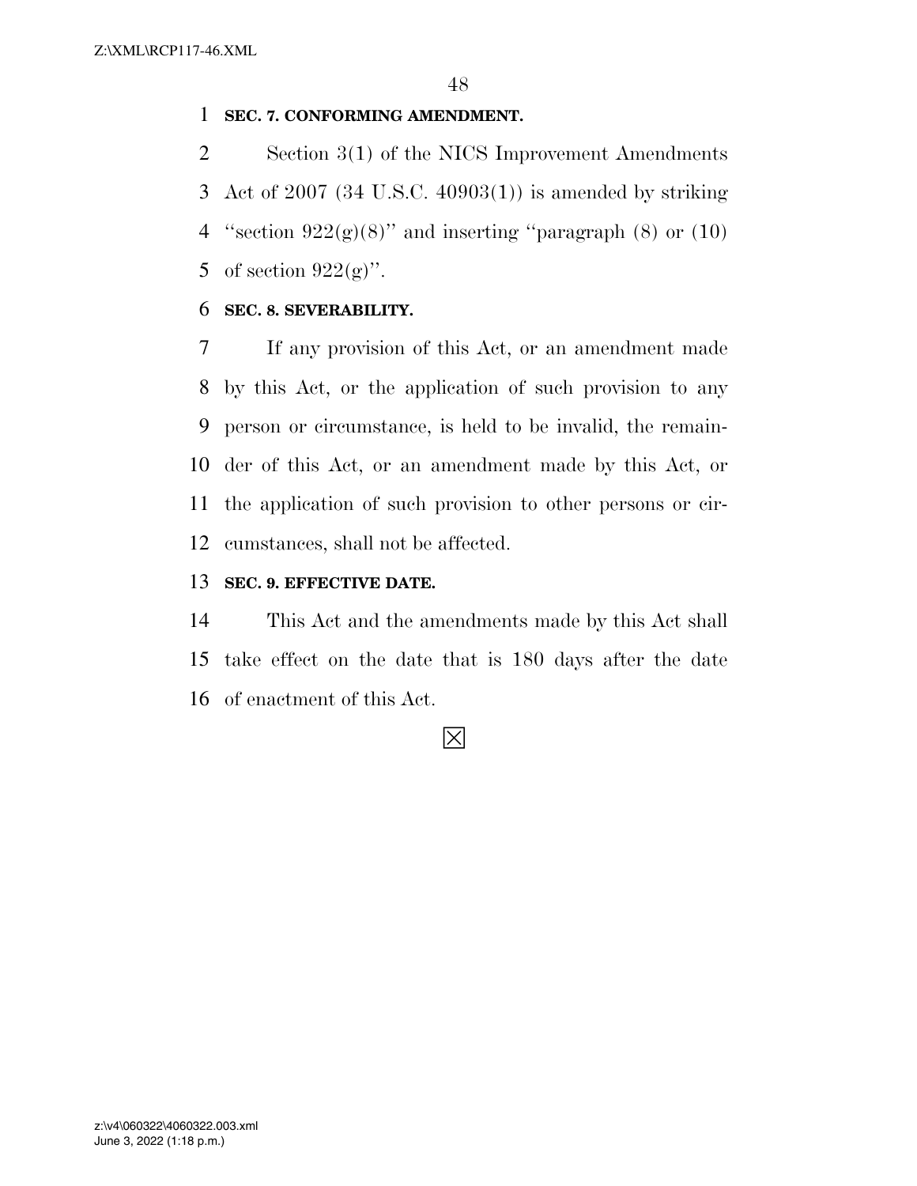**SEC. 7. CONFORMING AMENDMENT.**

Section 3(1) of the NICS Improvement Amendments Act of 2007 (34 U.S.C. 40903(1)) is amended by striking "section 922(g)(8)" and inserting "paragraph (8) or (10) of section 922(g)".

**SEC. 8. SEVERABILITY.**

If any provision of this Act, or an amendment made by this Act, or the application of such provision to any person or circumstance, is held to be invalid, the remainder of this Act, or an amendment made by this Act, or the application of such provision to other persons or circumstances, shall not be affected.

**SEC. 9. EFFECTIVE DATE.**

This Act and the amendments made by this Act shall take effect on the date that is 180 days after the date of enactment of this Act.